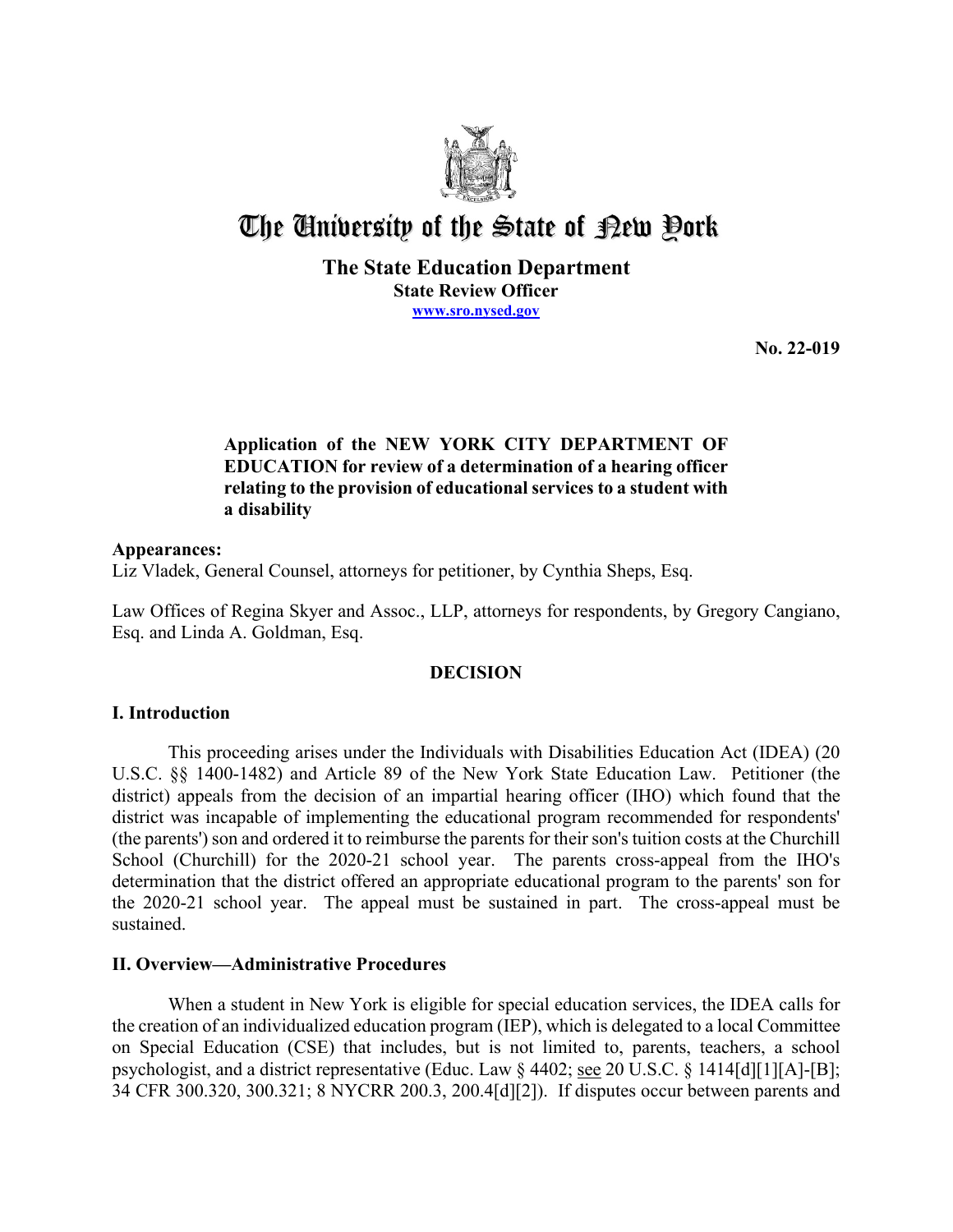# The University of the State of New York

## The State Education Department
**State Review Officer**
**www.sro.nysed.gov**

**No. 22-019**

**Application of the NEW YORK CITY DEPARTMENT OF EDUCATION for review of a determination of a hearing officer relating to the provision of educational services to a student with a disability**

**Appearances:**
Liz Vladek, General Counsel, attorneys for petitioner, by Cynthia Sheps, Esq.

Law Offices of Regina Skyer and Assoc., LLP, attorneys for respondents, by Gregory Cangiano, Esq. and Linda A. Goldman, Esq.

**DECISION**

## I. Introduction

This proceeding arises under the Individuals with Disabilities Education Act (IDEA) (20 U.S.C. §§ 1400-1482) and Article 89 of the New York State Education Law. Petitioner (the district) appeals from the decision of an impartial hearing officer (IHO) which found that the district was incapable of implementing the educational program recommended for respondents' (the parents') son and ordered it to reimburse the parents for their son's tuition costs at the Churchill School (Churchill) for the 2020-21 school year. The parents cross-appeal from the IHO's determination that the district offered an appropriate educational program to the parents' son for the 2020-21 school year. The appeal must be sustained in part. The cross-appeal must be sustained.

## II. Overview—Administrative Procedures

When a student in New York is eligible for special education services, the IDEA calls for the creation of an individualized education program (IEP), which is delegated to a local Committee on Special Education (CSE) that includes, but is not limited to, parents, teachers, a school psychologist, and a district representative (Educ. Law § 4402; see 20 U.S.C. § 1414[d][1][A]-[B]; 34 CFR 300.320, 300.321; 8 NYCRR 200.3, 200.4[d][2]). If disputes occur between parents and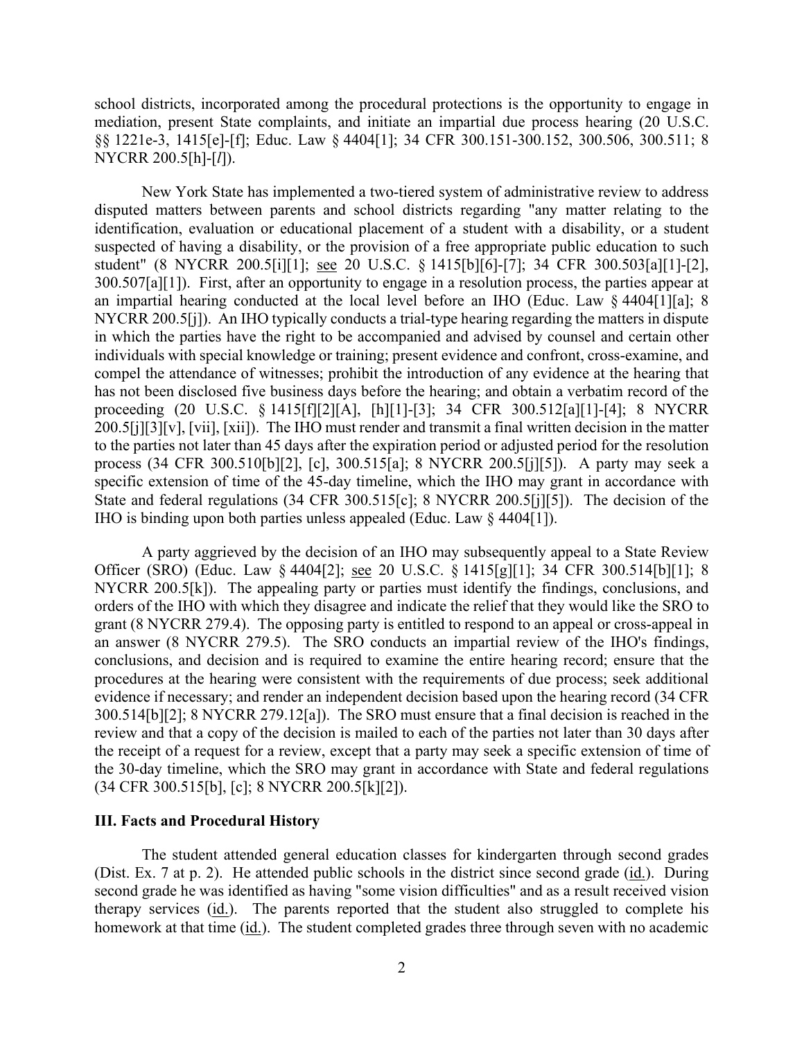school districts, incorporated among the procedural protections is the opportunity to engage in mediation, present State complaints, and initiate an impartial due process hearing (20 U.S.C. §§ 1221e-3, 1415[e]-[f]; Educ. Law § 4404[1]; 34 CFR 300.151-300.152, 300.506, 300.511; 8 NYCRR 200.5[h]-[*l*]).

New York State has implemented a two-tiered system of administrative review to address disputed matters between parents and school districts regarding "any matter relating to the identification, evaluation or educational placement of a student with a disability, or a student suspected of having a disability, or the provision of a free appropriate public education to such student" (8 NYCRR 200.5[i][1]; see 20 U.S.C. § 1415[b][6]-[7]; 34 CFR 300.503[a][1]-[2], 300.507[a][1]). First, after an opportunity to engage in a resolution process, the parties appear at an impartial hearing conducted at the local level before an IHO (Educ. Law § 4404[1][a]; 8 NYCRR 200.5[j]). An IHO typically conducts a trial-type hearing regarding the matters in dispute in which the parties have the right to be accompanied and advised by counsel and certain other individuals with special knowledge or training; present evidence and confront, cross-examine, and compel the attendance of witnesses; prohibit the introduction of any evidence at the hearing that has not been disclosed five business days before the hearing; and obtain a verbatim record of the proceeding (20 U.S.C. § 1415[f][2][A], [h][1]-[3]; 34 CFR 300.512[a][1]-[4]; 8 NYCRR 200.5[j][3][v], [vii], [xii]). The IHO must render and transmit a final written decision in the matter to the parties not later than 45 days after the expiration period or adjusted period for the resolution process (34 CFR 300.510[b][2], [c], 300.515[a]; 8 NYCRR 200.5[j][5]). A party may seek a specific extension of time of the 45-day timeline, which the IHO may grant in accordance with State and federal regulations (34 CFR 300.515[c]; 8 NYCRR 200.5[j][5]). The decision of the IHO is binding upon both parties unless appealed (Educ. Law § 4404[1]).

A party aggrieved by the decision of an IHO may subsequently appeal to a State Review Officer (SRO) (Educ. Law § 4404[2]; see 20 U.S.C. § 1415[g][1]; 34 CFR 300.514[b][1]; 8 NYCRR 200.5[k]). The appealing party or parties must identify the findings, conclusions, and orders of the IHO with which they disagree and indicate the relief that they would like the SRO to grant (8 NYCRR 279.4). The opposing party is entitled to respond to an appeal or cross-appeal in an answer (8 NYCRR 279.5). The SRO conducts an impartial review of the IHO's findings, conclusions, and decision and is required to examine the entire hearing record; ensure that the procedures at the hearing were consistent with the requirements of due process; seek additional evidence if necessary; and render an independent decision based upon the hearing record (34 CFR 300.514[b][2]; 8 NYCRR 279.12[a]). The SRO must ensure that a final decision is reached in the review and that a copy of the decision is mailed to each of the parties not later than 30 days after the receipt of a request for a review, except that a party may seek a specific extension of time of the 30-day timeline, which the SRO may grant in accordance with State and federal regulations (34 CFR 300.515[b], [c]; 8 NYCRR 200.5[k][2]).

### III. Facts and Procedural History

The student attended general education classes for kindergarten through second grades (Dist. Ex. 7 at p. 2). He attended public schools in the district since second grade (id.). During second grade he was identified as having "some vision difficulties" and as a result received vision therapy services (id.). The parents reported that the student also struggled to complete his homework at that time (id.). The student completed grades three through seven with no academic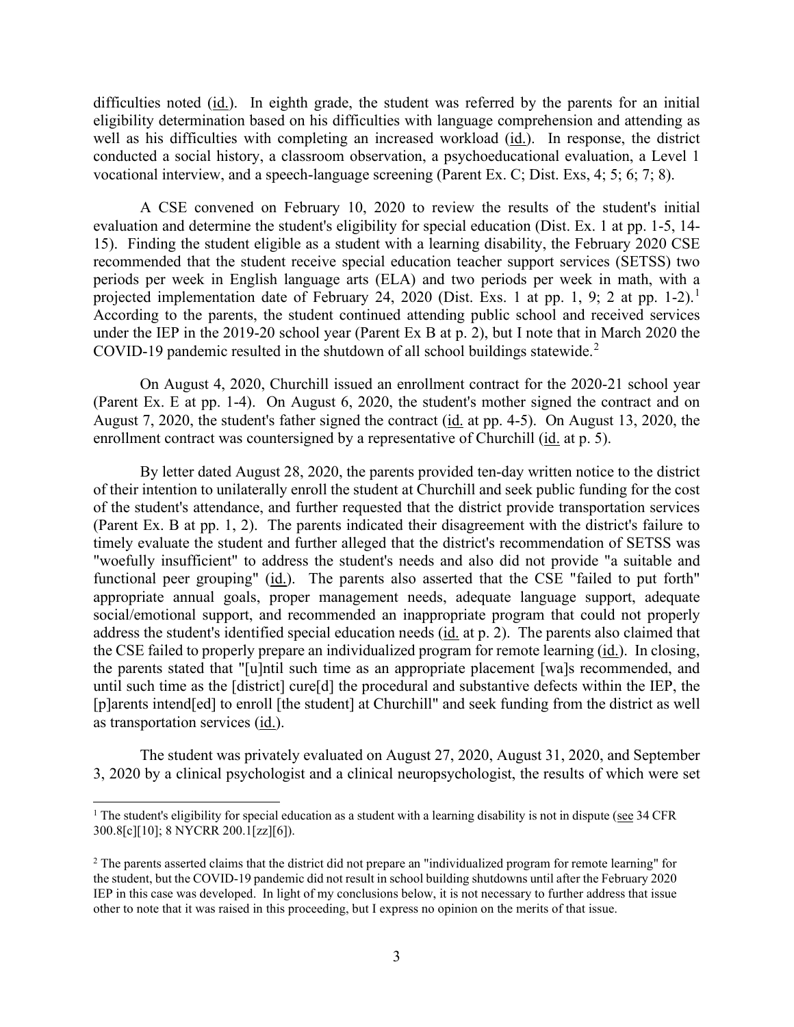difficulties noted (id.). In eighth grade, the student was referred by the parents for an initial eligibility determination based on his difficulties with language comprehension and attending as well as his difficulties with completing an increased workload (id.). In response, the district conducted a social history, a classroom observation, a psychoeducational evaluation, a Level 1 vocational interview, and a speech-language screening (Parent Ex. C; Dist. Exs, 4; 5; 6; 7; 8).

A CSE convened on February 10, 2020 to review the results of the student's initial evaluation and determine the student's eligibility for special education (Dist. Ex. 1 at pp. 1-5, 14-15). Finding the student eligible as a student with a learning disability, the February 2020 CSE recommended that the student receive special education teacher support services (SETSS) two periods per week in English language arts (ELA) and two periods per week in math, with a projected implementation date of February 24, 2020 (Dist. Exs. 1 at pp. 1, 9; 2 at pp. 1-2).[1] According to the parents, the student continued attending public school and received services under the IEP in the 2019-20 school year (Parent Ex B at p. 2), but I note that in March 2020 the COVID-19 pandemic resulted in the shutdown of all school buildings statewide.[2]

On August 4, 2020, Churchill issued an enrollment contract for the 2020-21 school year (Parent Ex. E at pp. 1-4). On August 6, 2020, the student's mother signed the contract and on August 7, 2020, the student's father signed the contract (id. at pp. 4-5). On August 13, 2020, the enrollment contract was countersigned by a representative of Churchill (id. at p. 5).

By letter dated August 28, 2020, the parents provided ten-day written notice to the district of their intention to unilaterally enroll the student at Churchill and seek public funding for the cost of the student's attendance, and further requested that the district provide transportation services (Parent Ex. B at pp. 1, 2). The parents indicated their disagreement with the district's failure to timely evaluate the student and further alleged that the district's recommendation of SETSS was "woefully insufficient" to address the student's needs and also did not provide "a suitable and functional peer grouping" (id.). The parents also asserted that the CSE "failed to put forth" appropriate annual goals, proper management needs, adequate language support, adequate social/emotional support, and recommended an inappropriate program that could not properly address the student's identified special education needs (id. at p. 2). The parents also claimed that the CSE failed to properly prepare an individualized program for remote learning (id.). In closing, the parents stated that "[u]ntil such time as an appropriate placement [wa]s recommended, and until such time as the [district] cure[d] the procedural and substantive defects within the IEP, the [p]arents intend[ed] to enroll [the student] at Churchill" and seek funding from the district as well as transportation services (id.).

The student was privately evaluated on August 27, 2020, August 31, 2020, and September 3, 2020 by a clinical psychologist and a clinical neuropsychologist, the results of which were set

---

[1] The student's eligibility for special education as a student with a learning disability is not in dispute (see 34 CFR 300.8[c][10]; 8 NYCRR 200.1[zz][6]).

[2] The parents asserted claims that the district did not prepare an "individualized program for remote learning" for the student, but the COVID-19 pandemic did not result in school building shutdowns until after the February 2020 IEP in this case was developed. In light of my conclusions below, it is not necessary to further address that issue other to note that it was raised in this proceeding, but I express no opinion on the merits of that issue.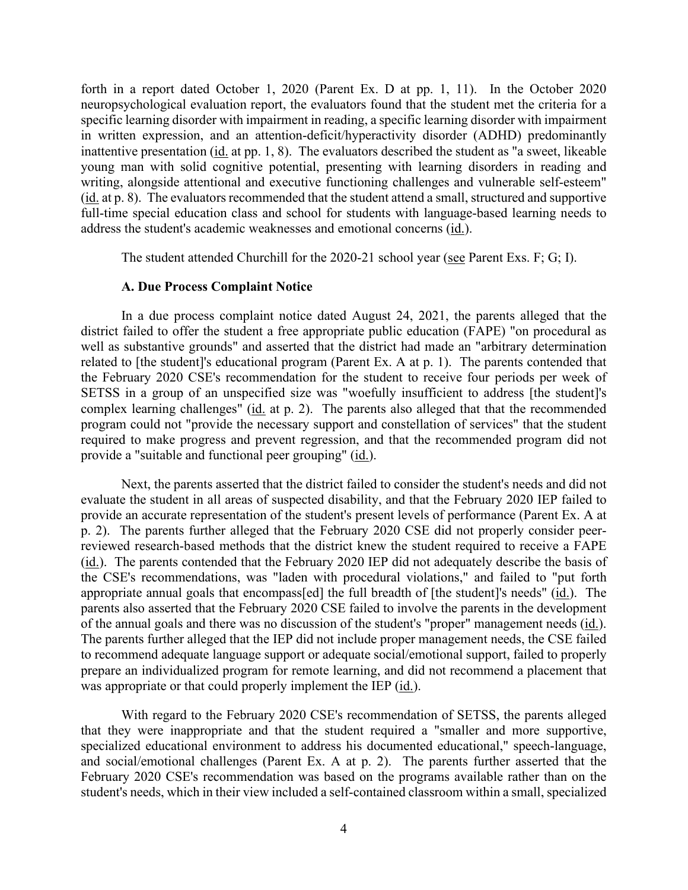forth in a report dated October 1, 2020 (Parent Ex. D at pp. 1, 11). In the October 2020 neuropsychological evaluation report, the evaluators found that the student met the criteria for a specific learning disorder with impairment in reading, a specific learning disorder with impairment in written expression, and an attention-deficit/hyperactivity disorder (ADHD) predominantly inattentive presentation (id. at pp. 1, 8). The evaluators described the student as "a sweet, likeable young man with solid cognitive potential, presenting with learning disorders in reading and writing, alongside attentional and executive functioning challenges and vulnerable self-esteem" (id. at p. 8). The evaluators recommended that the student attend a small, structured and supportive full-time special education class and school for students with language-based learning needs to address the student's academic weaknesses and emotional concerns (id.).

The student attended Churchill for the 2020-21 school year (see Parent Exs. F; G; I).

### A. Due Process Complaint Notice

In a due process complaint notice dated August 24, 2021, the parents alleged that the district failed to offer the student a free appropriate public education (FAPE) "on procedural as well as substantive grounds" and asserted that the district had made an "arbitrary determination related to [the student]'s educational program (Parent Ex. A at p. 1). The parents contended that the February 2020 CSE's recommendation for the student to receive four periods per week of SETSS in a group of an unspecified size was "woefully insufficient to address [the student]'s complex learning challenges" (id. at p. 2). The parents also alleged that that the recommended program could not "provide the necessary support and constellation of services" that the student required to make progress and prevent regression, and that the recommended program did not provide a "suitable and functional peer grouping" (id.).

Next, the parents asserted that the district failed to consider the student's needs and did not evaluate the student in all areas of suspected disability, and that the February 2020 IEP failed to provide an accurate representation of the student's present levels of performance (Parent Ex. A at p. 2). The parents further alleged that the February 2020 CSE did not properly consider peer-reviewed research-based methods that the district knew the student required to receive a FAPE (id.). The parents contended that the February 2020 IEP did not adequately describe the basis of the CSE's recommendations, was "laden with procedural violations," and failed to "put forth appropriate annual goals that encompass[ed] the full breadth of [the student]'s needs" (id.). The parents also asserted that the February 2020 CSE failed to involve the parents in the development of the annual goals and there was no discussion of the student's "proper" management needs (id.). The parents further alleged that the IEP did not include proper management needs, the CSE failed to recommend adequate language support or adequate social/emotional support, failed to properly prepare an individualized program for remote learning, and did not recommend a placement that was appropriate or that could properly implement the IEP (id.).

With regard to the February 2020 CSE's recommendation of SETSS, the parents alleged that they were inappropriate and that the student required a "smaller and more supportive, specialized educational environment to address his documented educational," speech-language, and social/emotional challenges (Parent Ex. A at p. 2). The parents further asserted that the February 2020 CSE's recommendation was based on the programs available rather than on the student's needs, which in their view included a self-contained classroom within a small, specialized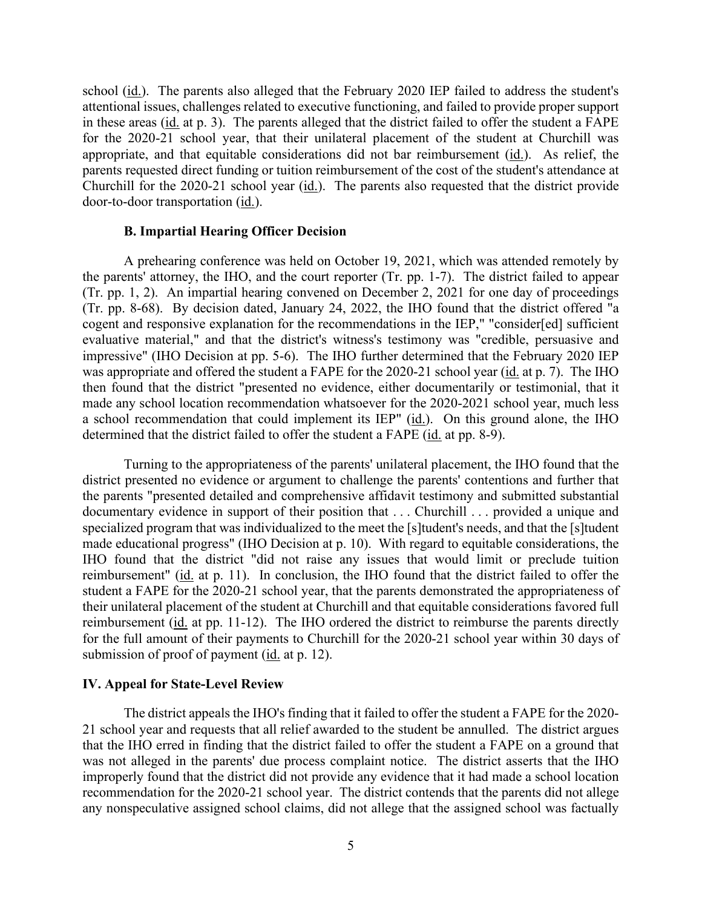school (id.). The parents also alleged that the February 2020 IEP failed to address the student's attentional issues, challenges related to executive functioning, and failed to provide proper support in these areas (id. at p. 3). The parents alleged that the district failed to offer the student a FAPE for the 2020-21 school year, that their unilateral placement of the student at Churchill was appropriate, and that equitable considerations did not bar reimbursement (id.). As relief, the parents requested direct funding or tuition reimbursement of the cost of the student's attendance at Churchill for the 2020-21 school year (id.). The parents also requested that the district provide door-to-door transportation (id.).

### B. Impartial Hearing Officer Decision

A prehearing conference was held on October 19, 2021, which was attended remotely by the parents' attorney, the IHO, and the court reporter (Tr. pp. 1-7). The district failed to appear (Tr. pp. 1, 2). An impartial hearing convened on December 2, 2021 for one day of proceedings (Tr. pp. 8-68). By decision dated, January 24, 2022, the IHO found that the district offered "a cogent and responsive explanation for the recommendations in the IEP," "consider[ed] sufficient evaluative material," and that the district's witness's testimony was "credible, persuasive and impressive" (IHO Decision at pp. 5-6). The IHO further determined that the February 2020 IEP was appropriate and offered the student a FAPE for the 2020-21 school year (id. at p. 7). The IHO then found that the district "presented no evidence, either documentarily or testimonial, that it made any school location recommendation whatsoever for the 2020-2021 school year, much less a school recommendation that could implement its IEP" (id.). On this ground alone, the IHO determined that the district failed to offer the student a FAPE (id. at pp. 8-9).

Turning to the appropriateness of the parents' unilateral placement, the IHO found that the district presented no evidence or argument to challenge the parents' contentions and further that the parents "presented detailed and comprehensive affidavit testimony and submitted substantial documentary evidence in support of their position that . . . Churchill . . . provided a unique and specialized program that was individualized to the meet the [s]tudent's needs, and that the [s]tudent made educational progress" (IHO Decision at p. 10). With regard to equitable considerations, the IHO found that the district "did not raise any issues that would limit or preclude tuition reimbursement" (id. at p. 11). In conclusion, the IHO found that the district failed to offer the student a FAPE for the 2020-21 school year, that the parents demonstrated the appropriateness of their unilateral placement of the student at Churchill and that equitable considerations favored full reimbursement (id. at pp. 11-12). The IHO ordered the district to reimburse the parents directly for the full amount of their payments to Churchill for the 2020-21 school year within 30 days of submission of proof of payment (id. at p. 12).

## IV. Appeal for State-Level Review

The district appeals the IHO's finding that it failed to offer the student a FAPE for the 2020-21 school year and requests that all relief awarded to the student be annulled. The district argues that the IHO erred in finding that the district failed to offer the student a FAPE on a ground that was not alleged in the parents' due process complaint notice. The district asserts that the IHO improperly found that the district did not provide any evidence that it had made a school location recommendation for the 2020-21 school year. The district contends that the parents did not allege any nonspeculative assigned school claims, did not allege that the assigned school was factually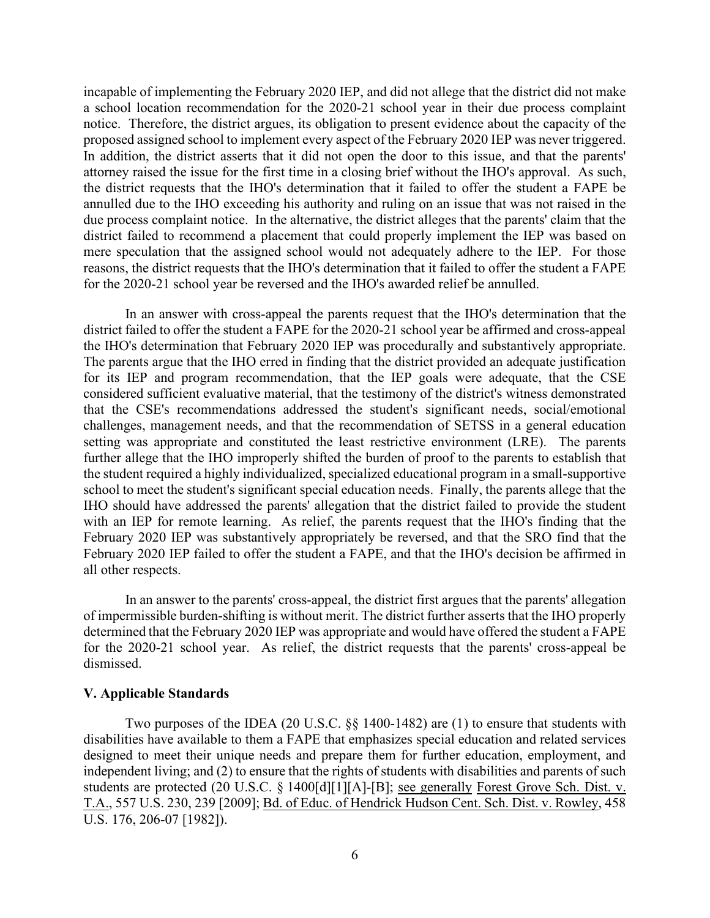incapable of implementing the February 2020 IEP, and did not allege that the district did not make a school location recommendation for the 2020-21 school year in their due process complaint notice. Therefore, the district argues, its obligation to present evidence about the capacity of the proposed assigned school to implement every aspect of the February 2020 IEP was never triggered. In addition, the district asserts that it did not open the door to this issue, and that the parents' attorney raised the issue for the first time in a closing brief without the IHO's approval. As such, the district requests that the IHO's determination that it failed to offer the student a FAPE be annulled due to the IHO exceeding his authority and ruling on an issue that was not raised in the due process complaint notice. In the alternative, the district alleges that the parents' claim that the district failed to recommend a placement that could properly implement the IEP was based on mere speculation that the assigned school would not adequately adhere to the IEP. For those reasons, the district requests that the IHO's determination that it failed to offer the student a FAPE for the 2020-21 school year be reversed and the IHO's awarded relief be annulled.

In an answer with cross-appeal the parents request that the IHO's determination that the district failed to offer the student a FAPE for the 2020-21 school year be affirmed and cross-appeal the IHO's determination that February 2020 IEP was procedurally and substantively appropriate. The parents argue that the IHO erred in finding that the district provided an adequate justification for its IEP and program recommendation, that the IEP goals were adequate, that the CSE considered sufficient evaluative material, that the testimony of the district's witness demonstrated that the CSE's recommendations addressed the student's significant needs, social/emotional challenges, management needs, and that the recommendation of SETSS in a general education setting was appropriate and constituted the least restrictive environment (LRE). The parents further allege that the IHO improperly shifted the burden of proof to the parents to establish that the student required a highly individualized, specialized educational program in a small-supportive school to meet the student's significant special education needs. Finally, the parents allege that the IHO should have addressed the parents' allegation that the district failed to provide the student with an IEP for remote learning. As relief, the parents request that the IHO's finding that the February 2020 IEP was substantively appropriately be reversed, and that the SRO find that the February 2020 IEP failed to offer the student a FAPE, and that the IHO's decision be affirmed in all other respects.

In an answer to the parents' cross-appeal, the district first argues that the parents' allegation of impermissible burden-shifting is without merit. The district further asserts that the IHO properly determined that the February 2020 IEP was appropriate and would have offered the student a FAPE for the 2020-21 school year. As relief, the district requests that the parents' cross-appeal be dismissed.

## V. Applicable Standards

Two purposes of the IDEA (20 U.S.C. §§ 1400-1482) are (1) to ensure that students with disabilities have available to them a FAPE that emphasizes special education and related services designed to meet their unique needs and prepare them for further education, employment, and independent living; and (2) to ensure that the rights of students with disabilities and parents of such students are protected (20 U.S.C. § 1400[d][1][A]-[B]; see generally Forest Grove Sch. Dist. v. T.A., 557 U.S. 230, 239 [2009]; Bd. of Educ. of Hendrick Hudson Cent. Sch. Dist. v. Rowley, 458 U.S. 176, 206-07 [1982]).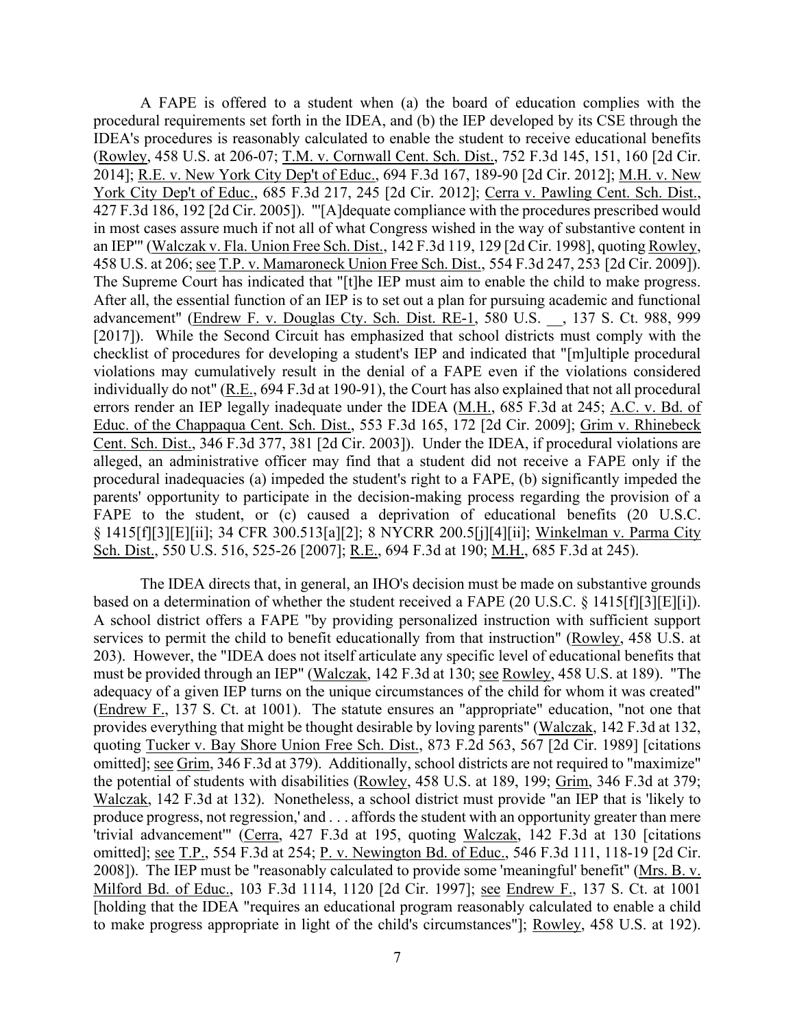A FAPE is offered to a student when (a) the board of education complies with the procedural requirements set forth in the IDEA, and (b) the IEP developed by its CSE through the IDEA's procedures is reasonably calculated to enable the student to receive educational benefits (Rowley, 458 U.S. at 206-07; T.M. v. Cornwall Cent. Sch. Dist., 752 F.3d 145, 151, 160 [2d Cir. 2014]; R.E. v. New York City Dep't of Educ., 694 F.3d 167, 189-90 [2d Cir. 2012]; M.H. v. New York City Dep't of Educ., 685 F.3d 217, 245 [2d Cir. 2012]; Cerra v. Pawling Cent. Sch. Dist., 427 F.3d 186, 192 [2d Cir. 2005]). "'[A]dequate compliance with the procedures prescribed would in most cases assure much if not all of what Congress wished in the way of substantive content in an IEP'" (Walczak v. Fla. Union Free Sch. Dist., 142 F.3d 119, 129 [2d Cir. 1998], quoting Rowley, 458 U.S. at 206; see T.P. v. Mamaroneck Union Free Sch. Dist., 554 F.3d 247, 253 [2d Cir. 2009]). The Supreme Court has indicated that "[t]he IEP must aim to enable the child to make progress. After all, the essential function of an IEP is to set out a plan for pursuing academic and functional advancement" (Endrew F. v. Douglas Cty. Sch. Dist. RE-1, 580 U.S. __, 137 S. Ct. 988, 999 [2017]). While the Second Circuit has emphasized that school districts must comply with the checklist of procedures for developing a student's IEP and indicated that "[m]ultiple procedural violations may cumulatively result in the denial of a FAPE even if the violations considered individually do not" (R.E., 694 F.3d at 190-91), the Court has also explained that not all procedural errors render an IEP legally inadequate under the IDEA (M.H., 685 F.3d at 245; A.C. v. Bd. of Educ. of the Chappaqua Cent. Sch. Dist., 553 F.3d 165, 172 [2d Cir. 2009]; Grim v. Rhinebeck Cent. Sch. Dist., 346 F.3d 377, 381 [2d Cir. 2003]). Under the IDEA, if procedural violations are alleged, an administrative officer may find that a student did not receive a FAPE only if the procedural inadequacies (a) impeded the student's right to a FAPE, (b) significantly impeded the parents' opportunity to participate in the decision-making process regarding the provision of a FAPE to the student, or (c) caused a deprivation of educational benefits (20 U.S.C. § 1415[f][3][E][ii]; 34 CFR 300.513[a][2]; 8 NYCRR 200.5[j][4][ii]; Winkelman v. Parma City Sch. Dist., 550 U.S. 516, 525-26 [2007]; R.E., 694 F.3d at 190; M.H., 685 F.3d at 245).

The IDEA directs that, in general, an IHO's decision must be made on substantive grounds based on a determination of whether the student received a FAPE (20 U.S.C. § 1415[f][3][E][i]). A school district offers a FAPE "by providing personalized instruction with sufficient support services to permit the child to benefit educationally from that instruction" (Rowley, 458 U.S. at 203). However, the "IDEA does not itself articulate any specific level of educational benefits that must be provided through an IEP" (Walczak, 142 F.3d at 130; see Rowley, 458 U.S. at 189). "The adequacy of a given IEP turns on the unique circumstances of the child for whom it was created" (Endrew F., 137 S. Ct. at 1001). The statute ensures an "appropriate" education, "not one that provides everything that might be thought desirable by loving parents" (Walczak, 142 F.3d at 132, quoting Tucker v. Bay Shore Union Free Sch. Dist., 873 F.2d 563, 567 [2d Cir. 1989] [citations omitted]; see Grim, 346 F.3d at 379). Additionally, school districts are not required to "maximize" the potential of students with disabilities (Rowley, 458 U.S. at 189, 199; Grim, 346 F.3d at 379; Walczak, 142 F.3d at 132). Nonetheless, a school district must provide "an IEP that is 'likely to produce progress, not regression,' and . . . affords the student with an opportunity greater than mere 'trivial advancement'" (Cerra, 427 F.3d at 195, quoting Walczak, 142 F.3d at 130 [citations omitted]; see T.P., 554 F.3d at 254; P. v. Newington Bd. of Educ., 546 F.3d 111, 118-19 [2d Cir. 2008]). The IEP must be "reasonably calculated to provide some 'meaningful' benefit" (Mrs. B. v. Milford Bd. of Educ., 103 F.3d 1114, 1120 [2d Cir. 1997]; see Endrew F., 137 S. Ct. at 1001 [holding that the IDEA "requires an educational program reasonably calculated to enable a child to make progress appropriate in light of the child's circumstances"]; Rowley, 458 U.S. at 192).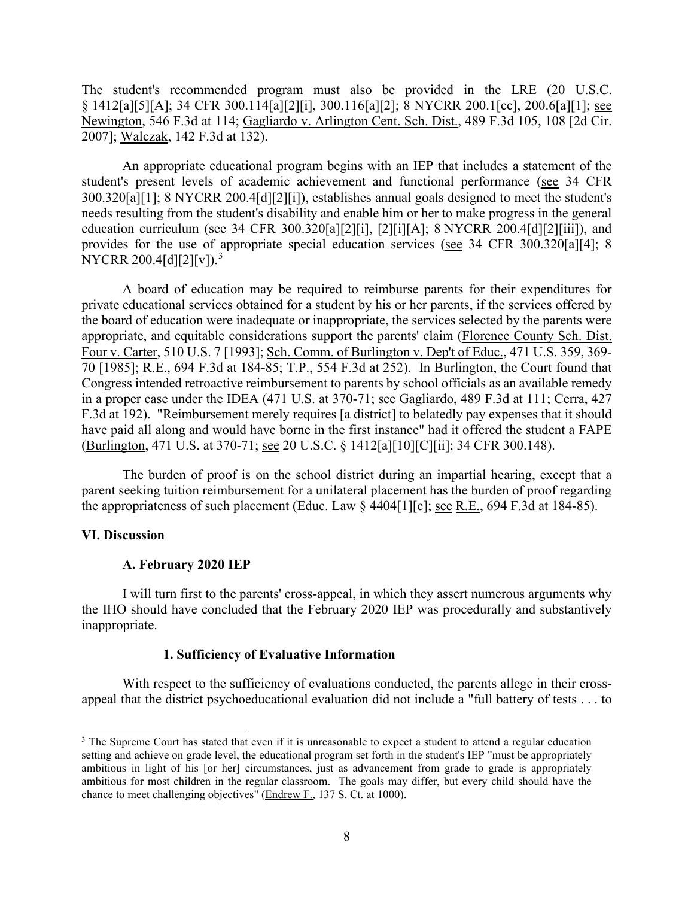The student's recommended program must also be provided in the LRE (20 U.S.C. § 1412[a][5][A]; 34 CFR 300.114[a][2][i], 300.116[a][2]; 8 NYCRR 200.1[cc], 200.6[a][1]; see Newington, 546 F.3d at 114; Gagliardo v. Arlington Cent. Sch. Dist., 489 F.3d 105, 108 [2d Cir. 2007]; Walczak, 142 F.3d at 132).

An appropriate educational program begins with an IEP that includes a statement of the student's present levels of academic achievement and functional performance (see 34 CFR 300.320[a][1]; 8 NYCRR 200.4[d][2][i]), establishes annual goals designed to meet the student's needs resulting from the student's disability and enable him or her to make progress in the general education curriculum (see 34 CFR 300.320[a][2][i], [2][i][A]; 8 NYCRR 200.4[d][2][iii]), and provides for the use of appropriate special education services (see 34 CFR 300.320[a][4]; 8 NYCRR 200.4[d][2][v]).[3]

A board of education may be required to reimburse parents for their expenditures for private educational services obtained for a student by his or her parents, if the services offered by the board of education were inadequate or inappropriate, the services selected by the parents were appropriate, and equitable considerations support the parents' claim (Florence County Sch. Dist. Four v. Carter, 510 U.S. 7 [1993]; Sch. Comm. of Burlington v. Dep't of Educ., 471 U.S. 359, 369-70 [1985]; R.E., 694 F.3d at 184-85; T.P., 554 F.3d at 252). In Burlington, the Court found that Congress intended retroactive reimbursement to parents by school officials as an available remedy in a proper case under the IDEA (471 U.S. at 370-71; see Gagliardo, 489 F.3d at 111; Cerra, 427 F.3d at 192). "Reimbursement merely requires [a district] to belatedly pay expenses that it should have paid all along and would have borne in the first instance" had it offered the student a FAPE (Burlington, 471 U.S. at 370-71; see 20 U.S.C. § 1412[a][10][C][ii]; 34 CFR 300.148).

The burden of proof is on the school district during an impartial hearing, except that a parent seeking tuition reimbursement for a unilateral placement has the burden of proof regarding the appropriateness of such placement (Educ. Law § 4404[1][c]; see R.E., 694 F.3d at 184-85).

## VI. Discussion

### A. February 2020 IEP

I will turn first to the parents' cross-appeal, in which they assert numerous arguments why the IHO should have concluded that the February 2020 IEP was procedurally and substantively inappropriate.

#### 1. Sufficiency of Evaluative Information

With respect to the sufficiency of evaluations conducted, the parents allege in their cross-appeal that the district psychoeducational evaluation did not include a "full battery of tests . . . to

[3] The Supreme Court has stated that even if it is unreasonable to expect a student to attend a regular education setting and achieve on grade level, the educational program set forth in the student's IEP "must be appropriately ambitious in light of his [or her] circumstances, just as advancement from grade to grade is appropriately ambitious for most children in the regular classroom. The goals may differ, but every child should have the chance to meet challenging objectives" (Endrew F., 137 S. Ct. at 1000).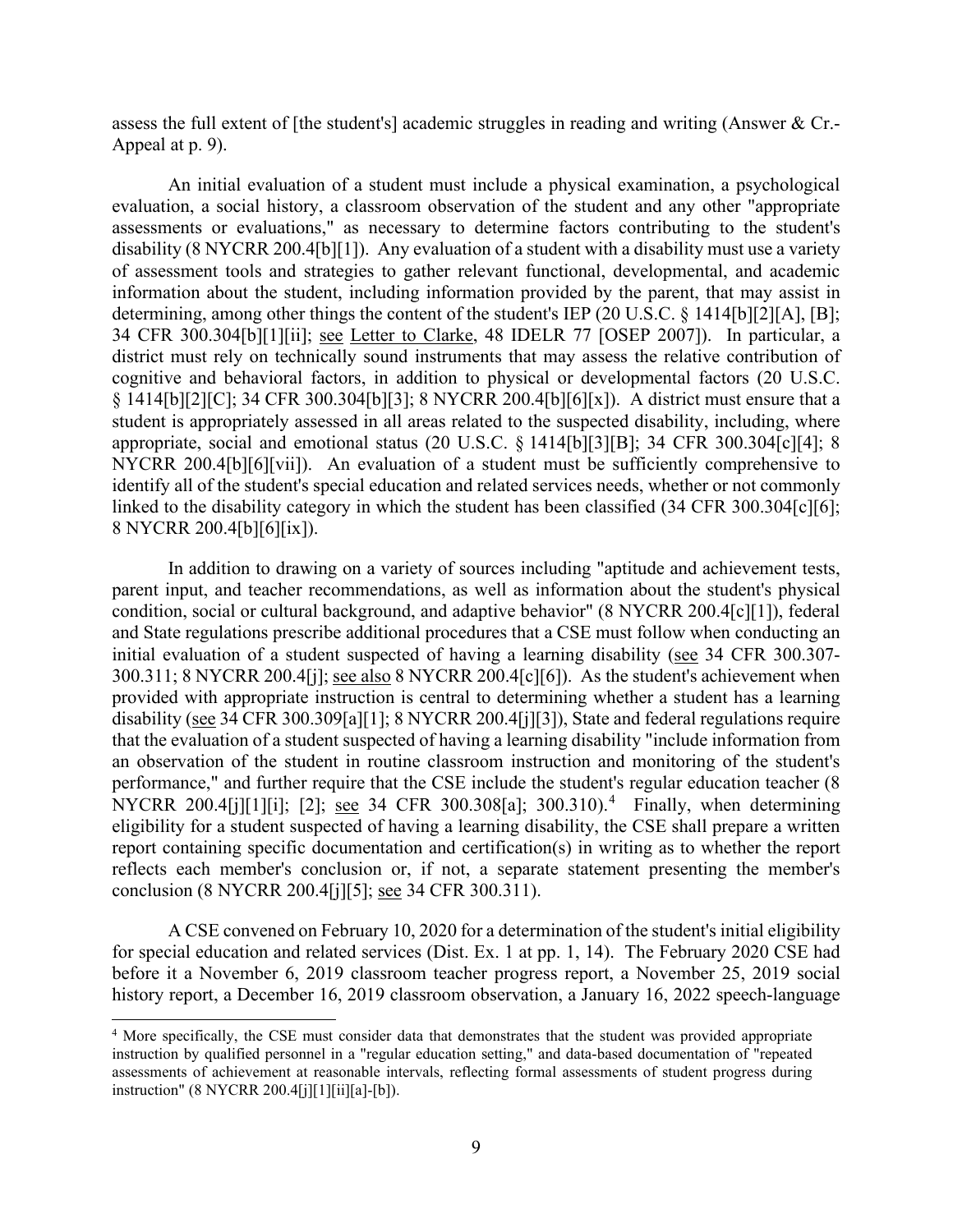assess the full extent of [the student's] academic struggles in reading and writing (Answer & Cr.-Appeal at p. 9).

An initial evaluation of a student must include a physical examination, a psychological evaluation, a social history, a classroom observation of the student and any other "appropriate assessments or evaluations," as necessary to determine factors contributing to the student's disability (8 NYCRR 200.4[b][1]). Any evaluation of a student with a disability must use a variety of assessment tools and strategies to gather relevant functional, developmental, and academic information about the student, including information provided by the parent, that may assist in determining, among other things the content of the student's IEP (20 U.S.C. § 1414[b][2][A], [B]; 34 CFR 300.304[b][1][ii]; see Letter to Clarke, 48 IDELR 77 [OSEP 2007]). In particular, a district must rely on technically sound instruments that may assess the relative contribution of cognitive and behavioral factors, in addition to physical or developmental factors (20 U.S.C. § 1414[b][2][C]; 34 CFR 300.304[b][3]; 8 NYCRR 200.4[b][6][x]). A district must ensure that a student is appropriately assessed in all areas related to the suspected disability, including, where appropriate, social and emotional status (20 U.S.C. § 1414[b][3][B]; 34 CFR 300.304[c][4]; 8 NYCRR 200.4[b][6][vii]). An evaluation of a student must be sufficiently comprehensive to identify all of the student's special education and related services needs, whether or not commonly linked to the disability category in which the student has been classified (34 CFR 300.304[c][6]; 8 NYCRR 200.4[b][6][ix]).

In addition to drawing on a variety of sources including "aptitude and achievement tests, parent input, and teacher recommendations, as well as information about the student's physical condition, social or cultural background, and adaptive behavior" (8 NYCRR 200.4[c][1]), federal and State regulations prescribe additional procedures that a CSE must follow when conducting an initial evaluation of a student suspected of having a learning disability (see 34 CFR 300.307-300.311; 8 NYCRR 200.4[j]; see also 8 NYCRR 200.4[c][6]). As the student's achievement when provided with appropriate instruction is central to determining whether a student has a learning disability (see 34 CFR 300.309[a][1]; 8 NYCRR 200.4[j][3]), State and federal regulations require that the evaluation of a student suspected of having a learning disability "include information from an observation of the student in routine classroom instruction and monitoring of the student's performance," and further require that the CSE include the student's regular education teacher (8 NYCRR 200.4[j][1][i]; [2]; see 34 CFR 300.308[a]; 300.310).[4] Finally, when determining eligibility for a student suspected of having a learning disability, the CSE shall prepare a written report containing specific documentation and certification(s) in writing as to whether the report reflects each member's conclusion or, if not, a separate statement presenting the member's conclusion (8 NYCRR 200.4[j][5]; see 34 CFR 300.311).

A CSE convened on February 10, 2020 for a determination of the student's initial eligibility for special education and related services (Dist. Ex. 1 at pp. 1, 14). The February 2020 CSE had before it a November 6, 2019 classroom teacher progress report, a November 25, 2019 social history report, a December 16, 2019 classroom observation, a January 16, 2022 speech-language

[4] More specifically, the CSE must consider data that demonstrates that the student was provided appropriate instruction by qualified personnel in a "regular education setting," and data-based documentation of "repeated assessments of achievement at reasonable intervals, reflecting formal assessments of student progress during instruction" (8 NYCRR 200.4[j][1][ii][a]-[b]).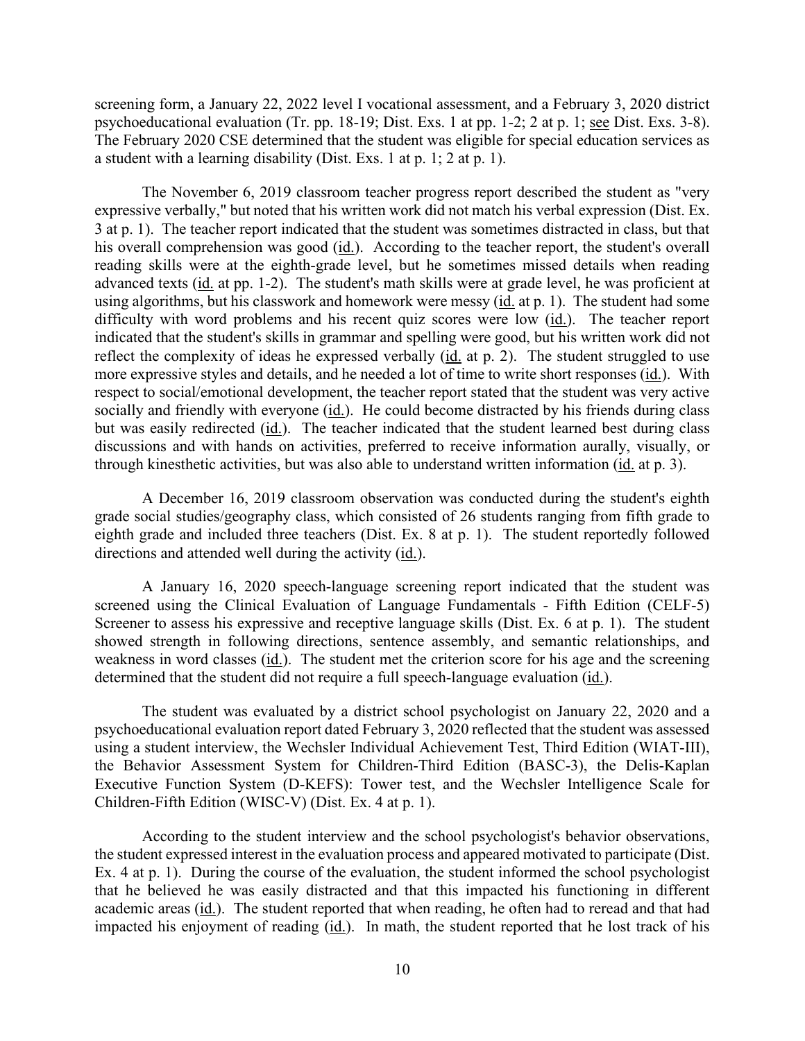screening form, a January 22, 2022 level I vocational assessment, and a February 3, 2020 district psychoeducational evaluation (Tr. pp. 18-19; Dist. Exs. 1 at pp. 1-2; 2 at p. 1; see Dist. Exs. 3-8). The February 2020 CSE determined that the student was eligible for special education services as a student with a learning disability (Dist. Exs. 1 at p. 1; 2 at p. 1).

The November 6, 2019 classroom teacher progress report described the student as "very expressive verbally," but noted that his written work did not match his verbal expression (Dist. Ex. 3 at p. 1). The teacher report indicated that the student was sometimes distracted in class, but that his overall comprehension was good (id.). According to the teacher report, the student's overall reading skills were at the eighth-grade level, but he sometimes missed details when reading advanced texts (id. at pp. 1-2). The student's math skills were at grade level, he was proficient at using algorithms, but his classwork and homework were messy (id. at p. 1). The student had some difficulty with word problems and his recent quiz scores were low (id.). The teacher report indicated that the student's skills in grammar and spelling were good, but his written work did not reflect the complexity of ideas he expressed verbally (id. at p. 2). The student struggled to use more expressive styles and details, and he needed a lot of time to write short responses (id.). With respect to social/emotional development, the teacher report stated that the student was very active socially and friendly with everyone (id.). He could become distracted by his friends during class but was easily redirected (id.). The teacher indicated that the student learned best during class discussions and with hands on activities, preferred to receive information aurally, visually, or through kinesthetic activities, but was also able to understand written information (id. at p. 3).

A December 16, 2019 classroom observation was conducted during the student's eighth grade social studies/geography class, which consisted of 26 students ranging from fifth grade to eighth grade and included three teachers (Dist. Ex. 8 at p. 1). The student reportedly followed directions and attended well during the activity (id.).

A January 16, 2020 speech-language screening report indicated that the student was screened using the Clinical Evaluation of Language Fundamentals - Fifth Edition (CELF-5) Screener to assess his expressive and receptive language skills (Dist. Ex. 6 at p. 1). The student showed strength in following directions, sentence assembly, and semantic relationships, and weakness in word classes (id.). The student met the criterion score for his age and the screening determined that the student did not require a full speech-language evaluation (id.).

The student was evaluated by a district school psychologist on January 22, 2020 and a psychoeducational evaluation report dated February 3, 2020 reflected that the student was assessed using a student interview, the Wechsler Individual Achievement Test, Third Edition (WIAT-III), the Behavior Assessment System for Children-Third Edition (BASC-3), the Delis-Kaplan Executive Function System (D-KEFS): Tower test, and the Wechsler Intelligence Scale for Children-Fifth Edition (WISC-V) (Dist. Ex. 4 at p. 1).

According to the student interview and the school psychologist's behavior observations, the student expressed interest in the evaluation process and appeared motivated to participate (Dist. Ex. 4 at p. 1). During the course of the evaluation, the student informed the school psychologist that he believed he was easily distracted and that this impacted his functioning in different academic areas (id.). The student reported that when reading, he often had to reread and that had impacted his enjoyment of reading (id.). In math, the student reported that he lost track of his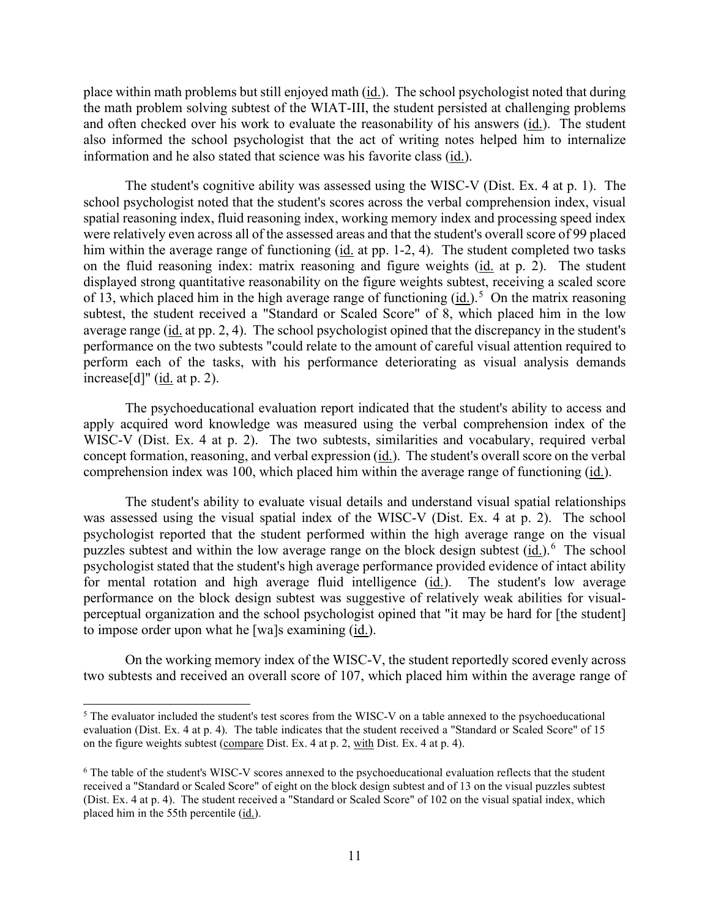place within math problems but still enjoyed math (id.). The school psychologist noted that during the math problem solving subtest of the WIAT-III, the student persisted at challenging problems and often checked over his work to evaluate the reasonability of his answers (id.). The student also informed the school psychologist that the act of writing notes helped him to internalize information and he also stated that science was his favorite class (id.).

The student's cognitive ability was assessed using the WISC-V (Dist. Ex. 4 at p. 1). The school psychologist noted that the student's scores across the verbal comprehension index, visual spatial reasoning index, fluid reasoning index, working memory index and processing speed index were relatively even across all of the assessed areas and that the student's overall score of 99 placed him within the average range of functioning (id. at pp. 1-2, 4). The student completed two tasks on the fluid reasoning index: matrix reasoning and figure weights (id. at p. 2). The student displayed strong quantitative reasonability on the figure weights subtest, receiving a scaled score of 13, which placed him in the high average range of functioning (id.).[5] On the matrix reasoning subtest, the student received a "Standard or Scaled Score" of 8, which placed him in the low average range (id. at pp. 2, 4). The school psychologist opined that the discrepancy in the student's performance on the two subtests "could relate to the amount of careful visual attention required to perform each of the tasks, with his performance deteriorating as visual analysis demands increase[d]" (id. at p. 2).

The psychoeducational evaluation report indicated that the student's ability to access and apply acquired word knowledge was measured using the verbal comprehension index of the WISC-V (Dist. Ex. 4 at p. 2). The two subtests, similarities and vocabulary, required verbal concept formation, reasoning, and verbal expression (id.). The student's overall score on the verbal comprehension index was 100, which placed him within the average range of functioning (id.).

The student's ability to evaluate visual details and understand visual spatial relationships was assessed using the visual spatial index of the WISC-V (Dist. Ex. 4 at p. 2). The school psychologist reported that the student performed within the high average range on the visual puzzles subtest and within the low average range on the block design subtest (id.).[6] The school psychologist stated that the student's high average performance provided evidence of intact ability for mental rotation and high average fluid intelligence (id.). The student's low average performance on the block design subtest was suggestive of relatively weak abilities for visual-perceptual organization and the school psychologist opined that "it may be hard for [the student] to impose order upon what he [wa]s examining (id.).

On the working memory index of the WISC-V, the student reportedly scored evenly across two subtests and received an overall score of 107, which placed him within the average range of

---

[5] The evaluator included the student's test scores from the WISC-V on a table annexed to the psychoeducational evaluation (Dist. Ex. 4 at p. 4). The table indicates that the student received a "Standard or Scaled Score" of 15 on the figure weights subtest (compare Dist. Ex. 4 at p. 2, with Dist. Ex. 4 at p. 4).

[6] The table of the student's WISC-V scores annexed to the psychoeducational evaluation reflects that the student received a "Standard or Scaled Score" of eight on the block design subtest and of 13 on the visual puzzles subtest (Dist. Ex. 4 at p. 4). The student received a "Standard or Scaled Score" of 102 on the visual spatial index, which placed him in the 55th percentile (id.).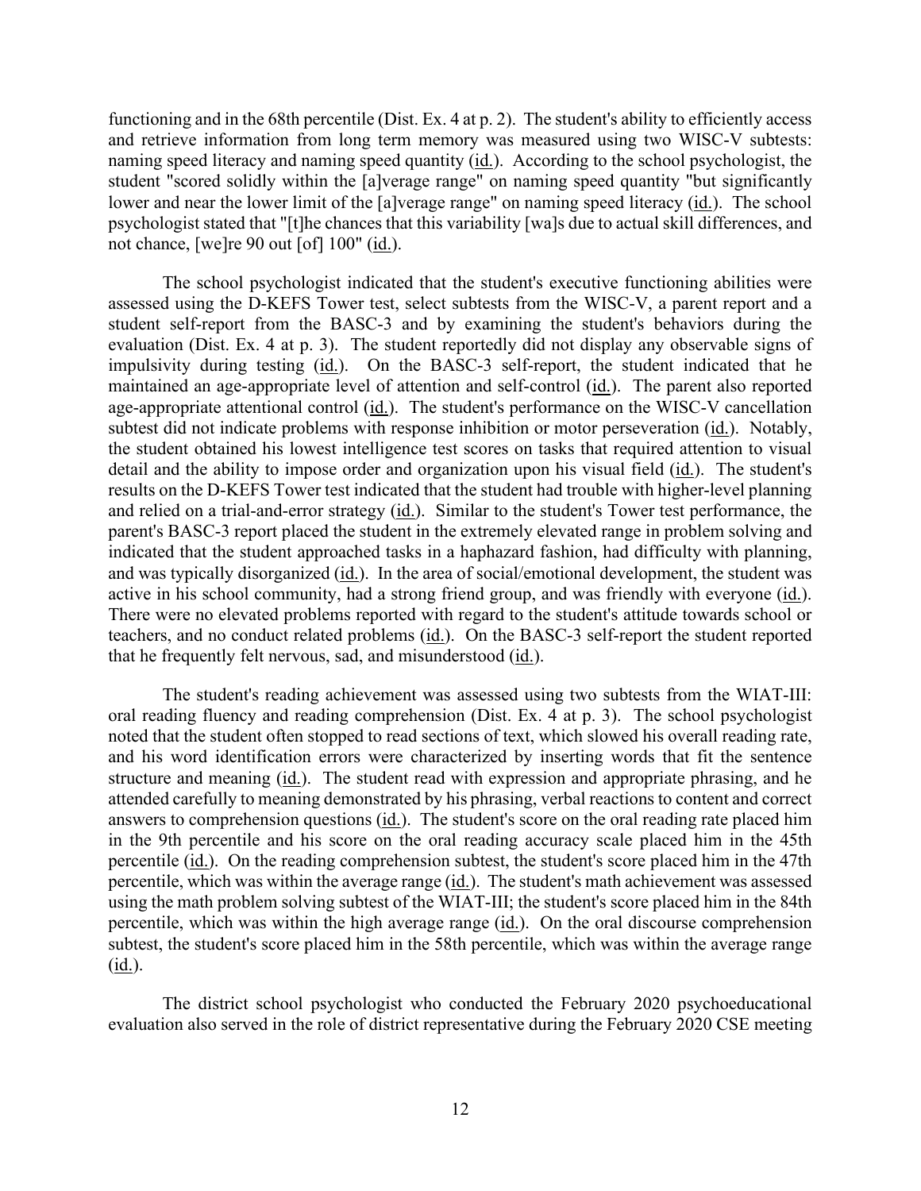functioning and in the 68th percentile (Dist. Ex. 4 at p. 2). The student's ability to efficiently access and retrieve information from long term memory was measured using two WISC-V subtests: naming speed literacy and naming speed quantity (id.). According to the school psychologist, the student "scored solidly within the [a]verage range" on naming speed quantity "but significantly lower and near the lower limit of the [a]verage range" on naming speed literacy (id.). The school psychologist stated that "[t]he chances that this variability [wa]s due to actual skill differences, and not chance, [we]re 90 out [of] 100" (id.).

The school psychologist indicated that the student's executive functioning abilities were assessed using the D-KEFS Tower test, select subtests from the WISC-V, a parent report and a student self-report from the BASC-3 and by examining the student's behaviors during the evaluation (Dist. Ex. 4 at p. 3). The student reportedly did not display any observable signs of impulsivity during testing (id.). On the BASC-3 self-report, the student indicated that he maintained an age-appropriate level of attention and self-control (id.). The parent also reported age-appropriate attentional control (id.). The student's performance on the WISC-V cancellation subtest did not indicate problems with response inhibition or motor perseveration (id.). Notably, the student obtained his lowest intelligence test scores on tasks that required attention to visual detail and the ability to impose order and organization upon his visual field (id.). The student's results on the D-KEFS Tower test indicated that the student had trouble with higher-level planning and relied on a trial-and-error strategy (id.). Similar to the student's Tower test performance, the parent's BASC-3 report placed the student in the extremely elevated range in problem solving and indicated that the student approached tasks in a haphazard fashion, had difficulty with planning, and was typically disorganized (id.). In the area of social/emotional development, the student was active in his school community, had a strong friend group, and was friendly with everyone (id.). There were no elevated problems reported with regard to the student's attitude towards school or teachers, and no conduct related problems (id.). On the BASC-3 self-report the student reported that he frequently felt nervous, sad, and misunderstood (id.).

The student's reading achievement was assessed using two subtests from the WIAT-III: oral reading fluency and reading comprehension (Dist. Ex. 4 at p. 3). The school psychologist noted that the student often stopped to read sections of text, which slowed his overall reading rate, and his word identification errors were characterized by inserting words that fit the sentence structure and meaning (id.). The student read with expression and appropriate phrasing, and he attended carefully to meaning demonstrated by his phrasing, verbal reactions to content and correct answers to comprehension questions (id.). The student's score on the oral reading rate placed him in the 9th percentile and his score on the oral reading accuracy scale placed him in the 45th percentile (id.). On the reading comprehension subtest, the student's score placed him in the 47th percentile, which was within the average range (id.). The student's math achievement was assessed using the math problem solving subtest of the WIAT-III; the student's score placed him in the 84th percentile, which was within the high average range (id.). On the oral discourse comprehension subtest, the student's score placed him in the 58th percentile, which was within the average range (id.).

The district school psychologist who conducted the February 2020 psychoeducational evaluation also served in the role of district representative during the February 2020 CSE meeting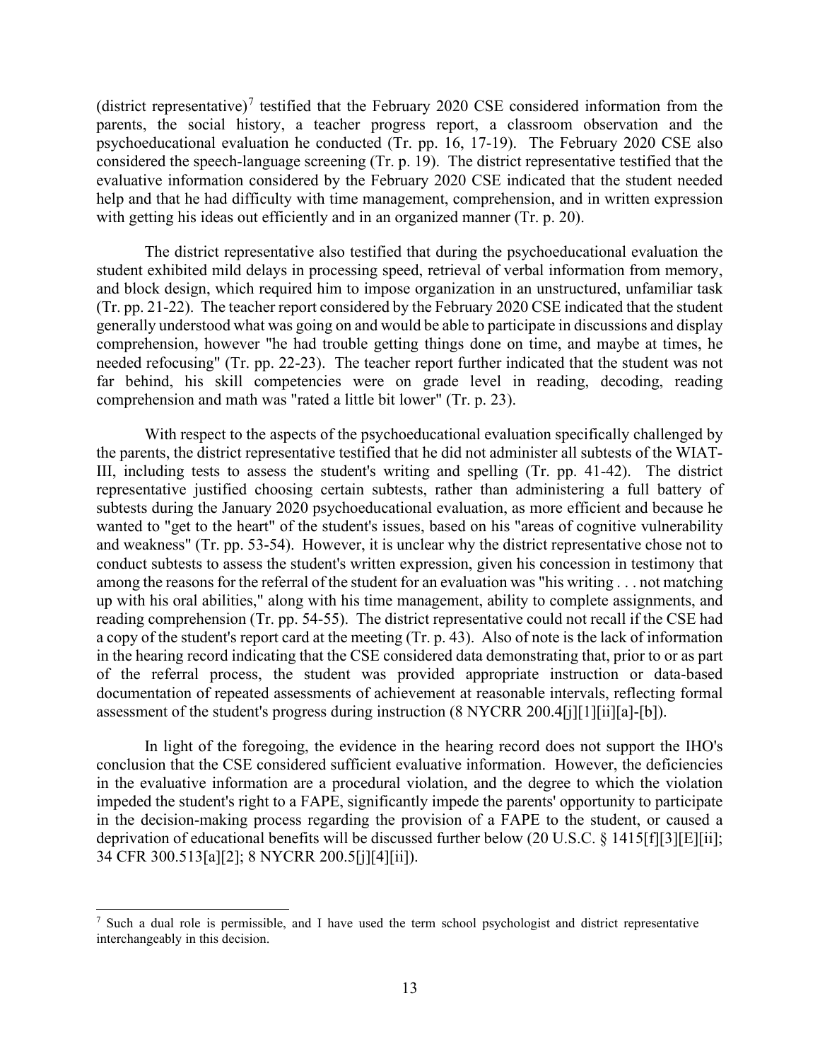(district representative)[7] testified that the February 2020 CSE considered information from the parents, the social history, a teacher progress report, a classroom observation and the psychoeducational evaluation he conducted (Tr. pp. 16, 17-19). The February 2020 CSE also considered the speech-language screening (Tr. p. 19). The district representative testified that the evaluative information considered by the February 2020 CSE indicated that the student needed help and that he had difficulty with time management, comprehension, and in written expression with getting his ideas out efficiently and in an organized manner (Tr. p. 20).

The district representative also testified that during the psychoeducational evaluation the student exhibited mild delays in processing speed, retrieval of verbal information from memory, and block design, which required him to impose organization in an unstructured, unfamiliar task (Tr. pp. 21-22). The teacher report considered by the February 2020 CSE indicated that the student generally understood what was going on and would be able to participate in discussions and display comprehension, however "he had trouble getting things done on time, and maybe at times, he needed refocusing" (Tr. pp. 22-23). The teacher report further indicated that the student was not far behind, his skill competencies were on grade level in reading, decoding, reading comprehension and math was "rated a little bit lower" (Tr. p. 23).

With respect to the aspects of the psychoeducational evaluation specifically challenged by the parents, the district representative testified that he did not administer all subtests of the WIAT-III, including tests to assess the student's writing and spelling (Tr. pp. 41-42). The district representative justified choosing certain subtests, rather than administering a full battery of subtests during the January 2020 psychoeducational evaluation, as more efficient and because he wanted to "get to the heart" of the student's issues, based on his "areas of cognitive vulnerability and weakness" (Tr. pp. 53-54). However, it is unclear why the district representative chose not to conduct subtests to assess the student's written expression, given his concession in testimony that among the reasons for the referral of the student for an evaluation was "his writing . . . not matching up with his oral abilities," along with his time management, ability to complete assignments, and reading comprehension (Tr. pp. 54-55). The district representative could not recall if the CSE had a copy of the student's report card at the meeting (Tr. p. 43). Also of note is the lack of information in the hearing record indicating that the CSE considered data demonstrating that, prior to or as part of the referral process, the student was provided appropriate instruction or data-based documentation of repeated assessments of achievement at reasonable intervals, reflecting formal assessment of the student's progress during instruction (8 NYCRR 200.4[j][1][ii][a]-[b]).

In light of the foregoing, the evidence in the hearing record does not support the IHO's conclusion that the CSE considered sufficient evaluative information. However, the deficiencies in the evaluative information are a procedural violation, and the degree to which the violation impeded the student's right to a FAPE, significantly impede the parents' opportunity to participate in the decision-making process regarding the provision of a FAPE to the student, or caused a deprivation of educational benefits will be discussed further below (20 U.S.C. § 1415[f][3][E][ii]; 34 CFR 300.513[a][2]; 8 NYCRR 200.5[j][4][ii]).

[7] Such a dual role is permissible, and I have used the term school psychologist and district representative interchangeably in this decision.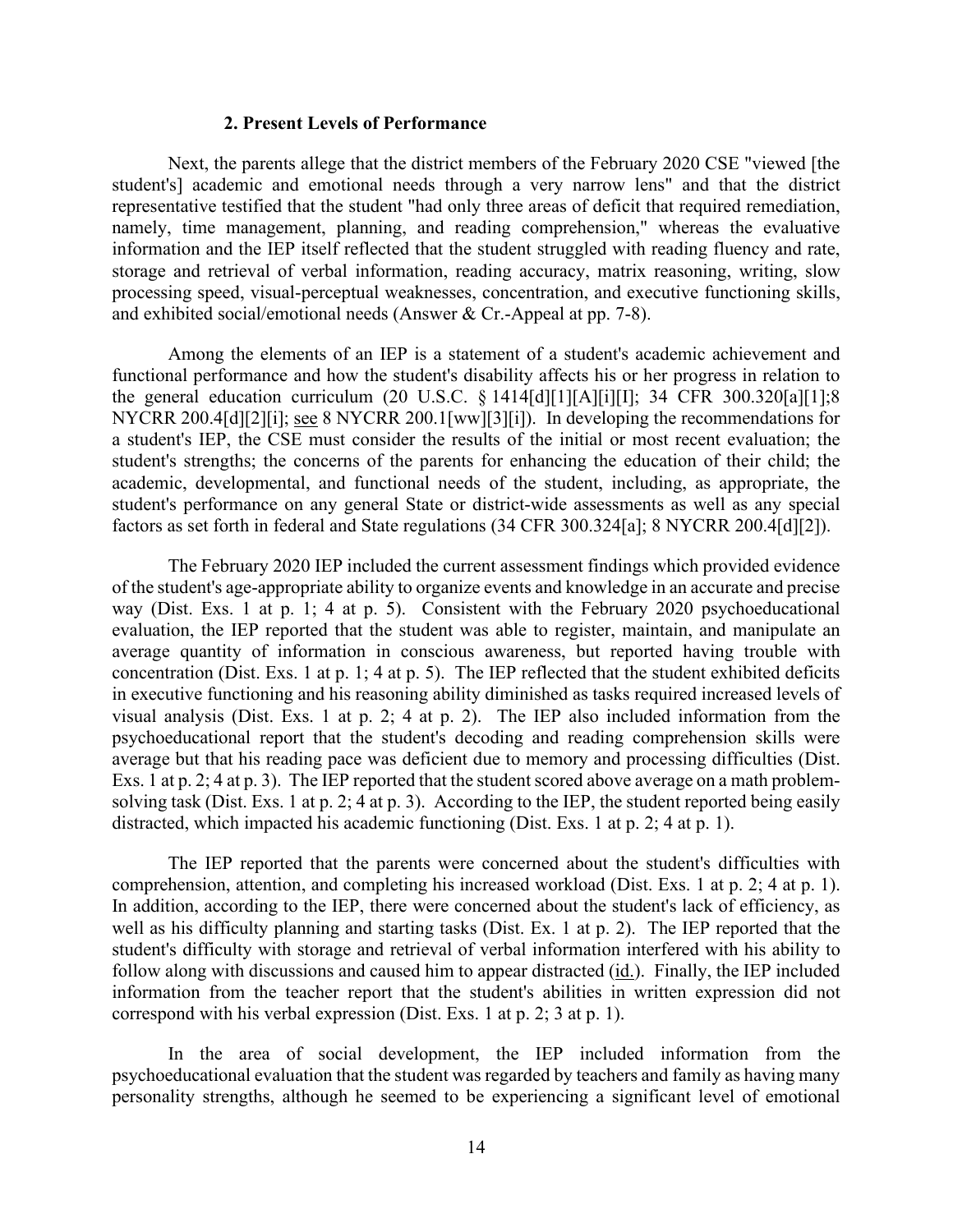### 2. Present Levels of Performance

Next, the parents allege that the district members of the February 2020 CSE "viewed [the student's] academic and emotional needs through a very narrow lens" and that the district representative testified that the student "had only three areas of deficit that required remediation, namely, time management, planning, and reading comprehension," whereas the evaluative information and the IEP itself reflected that the student struggled with reading fluency and rate, storage and retrieval of verbal information, reading accuracy, matrix reasoning, writing, slow processing speed, visual-perceptual weaknesses, concentration, and executive functioning skills, and exhibited social/emotional needs (Answer & Cr.-Appeal at pp. 7-8).

Among the elements of an IEP is a statement of a student's academic achievement and functional performance and how the student's disability affects his or her progress in relation to the general education curriculum (20 U.S.C. § 1414[d][1][A][i][I]; 34 CFR 300.320[a][1];8 NYCRR 200.4[d][2][i]; see 8 NYCRR 200.1[ww][3][i]). In developing the recommendations for a student's IEP, the CSE must consider the results of the initial or most recent evaluation; the student's strengths; the concerns of the parents for enhancing the education of their child; the academic, developmental, and functional needs of the student, including, as appropriate, the student's performance on any general State or district-wide assessments as well as any special factors as set forth in federal and State regulations (34 CFR 300.324[a]; 8 NYCRR 200.4[d][2]).

The February 2020 IEP included the current assessment findings which provided evidence of the student's age-appropriate ability to organize events and knowledge in an accurate and precise way (Dist. Exs. 1 at p. 1; 4 at p. 5). Consistent with the February 2020 psychoeducational evaluation, the IEP reported that the student was able to register, maintain, and manipulate an average quantity of information in conscious awareness, but reported having trouble with concentration (Dist. Exs. 1 at p. 1; 4 at p. 5). The IEP reflected that the student exhibited deficits in executive functioning and his reasoning ability diminished as tasks required increased levels of visual analysis (Dist. Exs. 1 at p. 2; 4 at p. 2). The IEP also included information from the psychoeducational report that the student's decoding and reading comprehension skills were average but that his reading pace was deficient due to memory and processing difficulties (Dist. Exs. 1 at p. 2; 4 at p. 3). The IEP reported that the student scored above average on a math problem-solving task (Dist. Exs. 1 at p. 2; 4 at p. 3). According to the IEP, the student reported being easily distracted, which impacted his academic functioning (Dist. Exs. 1 at p. 2; 4 at p. 1).

The IEP reported that the parents were concerned about the student's difficulties with comprehension, attention, and completing his increased workload (Dist. Exs. 1 at p. 2; 4 at p. 1). In addition, according to the IEP, there were concerned about the student's lack of efficiency, as well as his difficulty planning and starting tasks (Dist. Ex. 1 at p. 2). The IEP reported that the student's difficulty with storage and retrieval of verbal information interfered with his ability to follow along with discussions and caused him to appear distracted (id.). Finally, the IEP included information from the teacher report that the student's abilities in written expression did not correspond with his verbal expression (Dist. Exs. 1 at p. 2; 3 at p. 1).

In the area of social development, the IEP included information from the psychoeducational evaluation that the student was regarded by teachers and family as having many personality strengths, although he seemed to be experiencing a significant level of emotional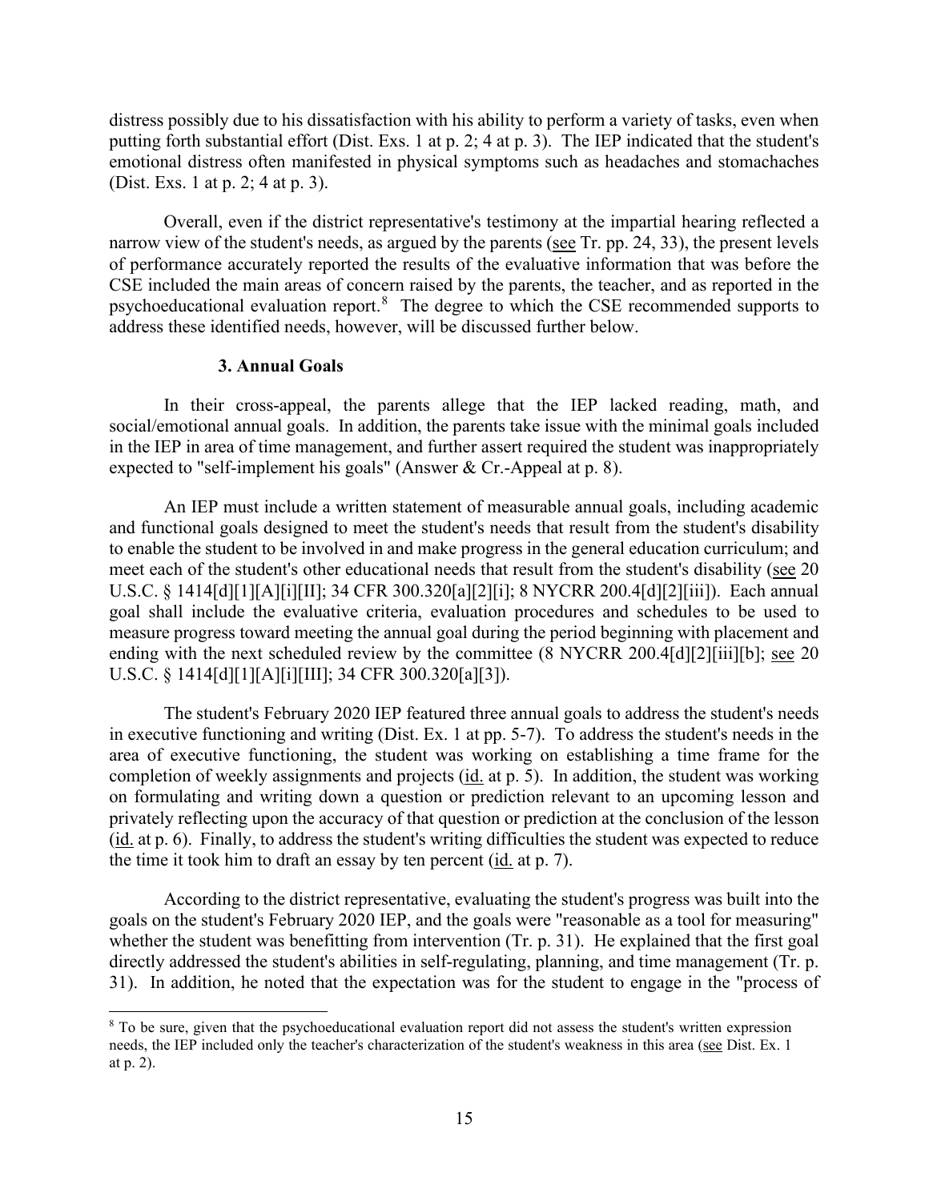distress possibly due to his dissatisfaction with his ability to perform a variety of tasks, even when putting forth substantial effort (Dist. Exs. 1 at p. 2; 4 at p. 3). The IEP indicated that the student's emotional distress often manifested in physical symptoms such as headaches and stomachaches (Dist. Exs. 1 at p. 2; 4 at p. 3).

Overall, even if the district representative's testimony at the impartial hearing reflected a narrow view of the student's needs, as argued by the parents (see Tr. pp. 24, 33), the present levels of performance accurately reported the results of the evaluative information that was before the CSE included the main areas of concern raised by the parents, the teacher, and as reported in the psychoeducational evaluation report.[8] The degree to which the CSE recommended supports to address these identified needs, however, will be discussed further below.

### 3. Annual Goals

In their cross-appeal, the parents allege that the IEP lacked reading, math, and social/emotional annual goals. In addition, the parents take issue with the minimal goals included in the IEP in area of time management, and further assert required the student was inappropriately expected to "self-implement his goals" (Answer & Cr.-Appeal at p. 8).

An IEP must include a written statement of measurable annual goals, including academic and functional goals designed to meet the student's needs that result from the student's disability to enable the student to be involved in and make progress in the general education curriculum; and meet each of the student's other educational needs that result from the student's disability (see 20 U.S.C. § 1414[d][1][A][i][II]; 34 CFR 300.320[a][2][i]; 8 NYCRR 200.4[d][2][iii]). Each annual goal shall include the evaluative criteria, evaluation procedures and schedules to be used to measure progress toward meeting the annual goal during the period beginning with placement and ending with the next scheduled review by the committee (8 NYCRR 200.4[d][2][iii][b]; see 20 U.S.C. § 1414[d][1][A][i][III]; 34 CFR 300.320[a][3]).

The student's February 2020 IEP featured three annual goals to address the student's needs in executive functioning and writing (Dist. Ex. 1 at pp. 5-7). To address the student's needs in the area of executive functioning, the student was working on establishing a time frame for the completion of weekly assignments and projects (id. at p. 5). In addition, the student was working on formulating and writing down a question or prediction relevant to an upcoming lesson and privately reflecting upon the accuracy of that question or prediction at the conclusion of the lesson (id. at p. 6). Finally, to address the student's writing difficulties the student was expected to reduce the time it took him to draft an essay by ten percent (id. at p. 7).

According to the district representative, evaluating the student's progress was built into the goals on the student's February 2020 IEP, and the goals were "reasonable as a tool for measuring" whether the student was benefitting from intervention (Tr. p. 31). He explained that the first goal directly addressed the student's abilities in self-regulating, planning, and time management (Tr. p. 31). In addition, he noted that the expectation was for the student to engage in the "process of

[8] To be sure, given that the psychoeducational evaluation report did not assess the student's written expression needs, the IEP included only the teacher's characterization of the student's weakness in this area (see Dist. Ex. 1 at p. 2).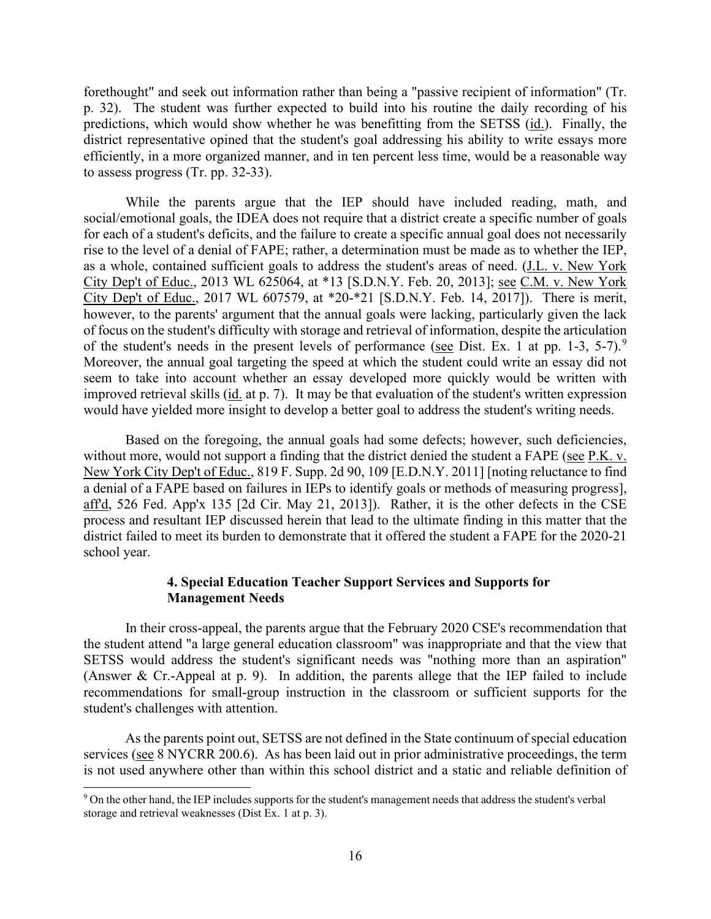forethought" and seek out information rather than being a "passive recipient of information" (Tr. p. 32). The student was further expected to build into his routine the daily recording of his predictions, which would show whether he was benefitting from the SETSS (id.). Finally, the district representative opined that the student's goal addressing his ability to write essays more efficiently, in a more organized manner, and in ten percent less time, would be a reasonable way to assess progress (Tr. pp. 32-33).

While the parents argue that the IEP should have included reading, math, and social/emotional goals, the IDEA does not require that a district create a specific number of goals for each of a student's deficits, and the failure to create a specific annual goal does not necessarily rise to the level of a denial of FAPE; rather, a determination must be made as to whether the IEP, as a whole, contained sufficient goals to address the student's areas of need. (J.L. v. New York City Dep't of Educ., 2013 WL 625064, at *13 [S.D.N.Y. Feb. 20, 2013]; see C.M. v. New York City Dep't of Educ., 2017 WL 607579, at *20-*21 [S.D.N.Y. Feb. 14, 2017]). There is merit, however, to the parents' argument that the annual goals were lacking, particularly given the lack of focus on the student's difficulty with storage and retrieval of information, despite the articulation of the student's needs in the present levels of performance (see Dist. Ex. 1 at pp. 1-3, 5-7).[9] Moreover, the annual goal targeting the speed at which the student could write an essay did not seem to take into account whether an essay developed more quickly would be written with improved retrieval skills (id. at p. 7). It may be that evaluation of the student's written expression would have yielded more insight to develop a better goal to address the student's writing needs.

Based on the foregoing, the annual goals had some defects; however, such deficiencies, without more, would not support a finding that the district denied the student a FAPE (see P.K. v. New York City Dep't of Educ., 819 F. Supp. 2d 90, 109 [E.D.N.Y. 2011] [noting reluctance to find a denial of a FAPE based on failures in IEPs to identify goals or methods of measuring progress], aff'd, 526 Fed. App'x 135 [2d Cir. May 21, 2013]). Rather, it is the other defects in the CSE process and resultant IEP discussed herein that lead to the ultimate finding in this matter that the district failed to meet its burden to demonstrate that it offered the student a FAPE for the 2020-21 school year.

### 4. Special Education Teacher Support Services and Supports for Management Needs

In their cross-appeal, the parents argue that the February 2020 CSE's recommendation that the student attend "a large general education classroom" was inappropriate and that the view that SETSS would address the student's significant needs was "nothing more than an aspiration" (Answer & Cr.-Appeal at p. 9). In addition, the parents allege that the IEP failed to include recommendations for small-group instruction in the classroom or sufficient supports for the student's challenges with attention.

As the parents point out, SETSS are not defined in the State continuum of special education services (see 8 NYCRR 200.6). As has been laid out in prior administrative proceedings, the term is not used anywhere other than within this school district and a static and reliable definition of

[9] On the other hand, the IEP includes supports for the student's management needs that address the student's verbal storage and retrieval weaknesses (Dist Ex. 1 at p. 3).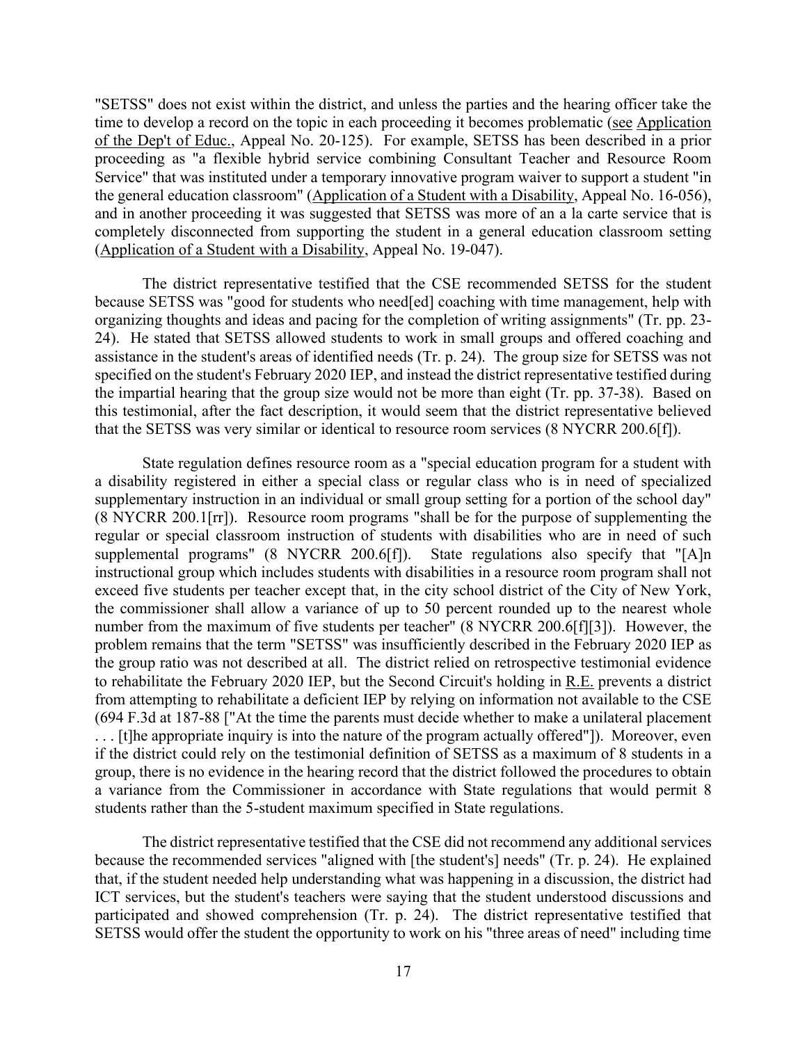"SETSS" does not exist within the district, and unless the parties and the hearing officer take the time to develop a record on the topic in each proceeding it becomes problematic (see Application of the Dep't of Educ., Appeal No. 20-125). For example, SETSS has been described in a prior proceeding as "a flexible hybrid service combining Consultant Teacher and Resource Room Service" that was instituted under a temporary innovative program waiver to support a student "in the general education classroom" (Application of a Student with a Disability, Appeal No. 16-056), and in another proceeding it was suggested that SETSS was more of an a la carte service that is completely disconnected from supporting the student in a general education classroom setting (Application of a Student with a Disability, Appeal No. 19-047).

The district representative testified that the CSE recommended SETSS for the student because SETSS was "good for students who need[ed] coaching with time management, help with organizing thoughts and ideas and pacing for the completion of writing assignments" (Tr. pp. 23-24). He stated that SETSS allowed students to work in small groups and offered coaching and assistance in the student's areas of identified needs (Tr. p. 24). The group size for SETSS was not specified on the student's February 2020 IEP, and instead the district representative testified during the impartial hearing that the group size would not be more than eight (Tr. pp. 37-38). Based on this testimonial, after the fact description, it would seem that the district representative believed that the SETSS was very similar or identical to resource room services (8 NYCRR 200.6[f]).

State regulation defines resource room as a "special education program for a student with a disability registered in either a special class or regular class who is in need of specialized supplementary instruction in an individual or small group setting for a portion of the school day" (8 NYCRR 200.1[rr]). Resource room programs "shall be for the purpose of supplementing the regular or special classroom instruction of students with disabilities who are in need of such supplemental programs" (8 NYCRR 200.6[f]). State regulations also specify that "[A]n instructional group which includes students with disabilities in a resource room program shall not exceed five students per teacher except that, in the city school district of the City of New York, the commissioner shall allow a variance of up to 50 percent rounded up to the nearest whole number from the maximum of five students per teacher" (8 NYCRR 200.6[f][3]). However, the problem remains that the term "SETSS" was insufficiently described in the February 2020 IEP as the group ratio was not described at all. The district relied on retrospective testimonial evidence to rehabilitate the February 2020 IEP, but the Second Circuit's holding in R.E. prevents a district from attempting to rehabilitate a deficient IEP by relying on information not available to the CSE (694 F.3d at 187-88 ["At the time the parents must decide whether to make a unilateral placement . . . [t]he appropriate inquiry is into the nature of the program actually offered"]). Moreover, even if the district could rely on the testimonial definition of SETSS as a maximum of 8 students in a group, there is no evidence in the hearing record that the district followed the procedures to obtain a variance from the Commissioner in accordance with State regulations that would permit 8 students rather than the 5-student maximum specified in State regulations.

The district representative testified that the CSE did not recommend any additional services because the recommended services "aligned with [the student's] needs" (Tr. p. 24). He explained that, if the student needed help understanding what was happening in a discussion, the district had ICT services, but the student's teachers were saying that the student understood discussions and participated and showed comprehension (Tr. p. 24). The district representative testified that SETSS would offer the student the opportunity to work on his "three areas of need" including time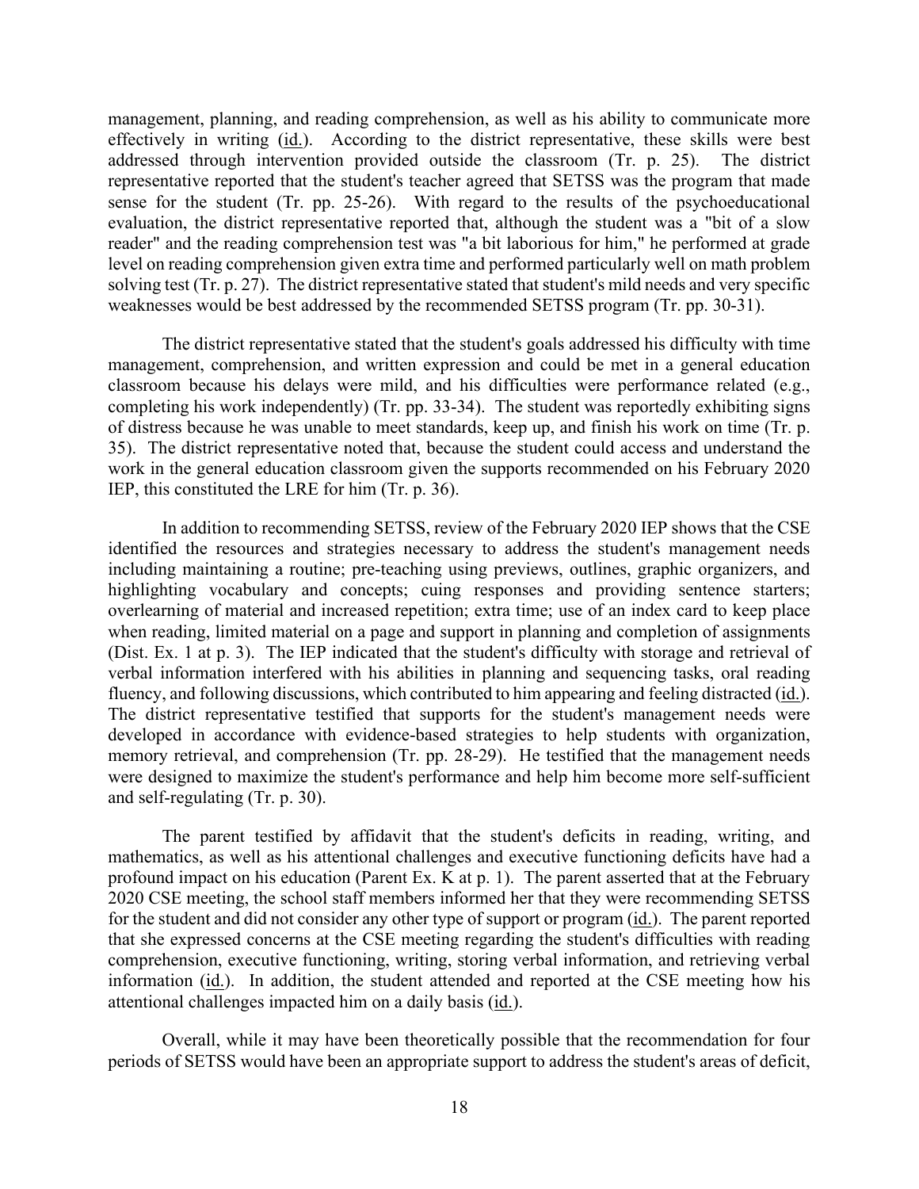management, planning, and reading comprehension, as well as his ability to communicate more effectively in writing (id.). According to the district representative, these skills were best addressed through intervention provided outside the classroom (Tr. p. 25). The district representative reported that the student's teacher agreed that SETSS was the program that made sense for the student (Tr. pp. 25-26). With regard to the results of the psychoeducational evaluation, the district representative reported that, although the student was a "bit of a slow reader" and the reading comprehension test was "a bit laborious for him," he performed at grade level on reading comprehension given extra time and performed particularly well on math problem solving test (Tr. p. 27). The district representative stated that student's mild needs and very specific weaknesses would be best addressed by the recommended SETSS program (Tr. pp. 30-31).

The district representative stated that the student's goals addressed his difficulty with time management, comprehension, and written expression and could be met in a general education classroom because his delays were mild, and his difficulties were performance related (e.g., completing his work independently) (Tr. pp. 33-34). The student was reportedly exhibiting signs of distress because he was unable to meet standards, keep up, and finish his work on time (Tr. p. 35). The district representative noted that, because the student could access and understand the work in the general education classroom given the supports recommended on his February 2020 IEP, this constituted the LRE for him (Tr. p. 36).

In addition to recommending SETSS, review of the February 2020 IEP shows that the CSE identified the resources and strategies necessary to address the student's management needs including maintaining a routine; pre-teaching using previews, outlines, graphic organizers, and highlighting vocabulary and concepts; cuing responses and providing sentence starters; overlearning of material and increased repetition; extra time; use of an index card to keep place when reading, limited material on a page and support in planning and completion of assignments (Dist. Ex. 1 at p. 3). The IEP indicated that the student's difficulty with storage and retrieval of verbal information interfered with his abilities in planning and sequencing tasks, oral reading fluency, and following discussions, which contributed to him appearing and feeling distracted (id.). The district representative testified that supports for the student's management needs were developed in accordance with evidence-based strategies to help students with organization, memory retrieval, and comprehension (Tr. pp. 28-29). He testified that the management needs were designed to maximize the student's performance and help him become more self-sufficient and self-regulating (Tr. p. 30).

The parent testified by affidavit that the student's deficits in reading, writing, and mathematics, as well as his attentional challenges and executive functioning deficits have had a profound impact on his education (Parent Ex. K at p. 1). The parent asserted that at the February 2020 CSE meeting, the school staff members informed her that they were recommending SETSS for the student and did not consider any other type of support or program (id.). The parent reported that she expressed concerns at the CSE meeting regarding the student's difficulties with reading comprehension, executive functioning, writing, storing verbal information, and retrieving verbal information (id.). In addition, the student attended and reported at the CSE meeting how his attentional challenges impacted him on a daily basis (id.).

Overall, while it may have been theoretically possible that the recommendation for four periods of SETSS would have been an appropriate support to address the student's areas of deficit,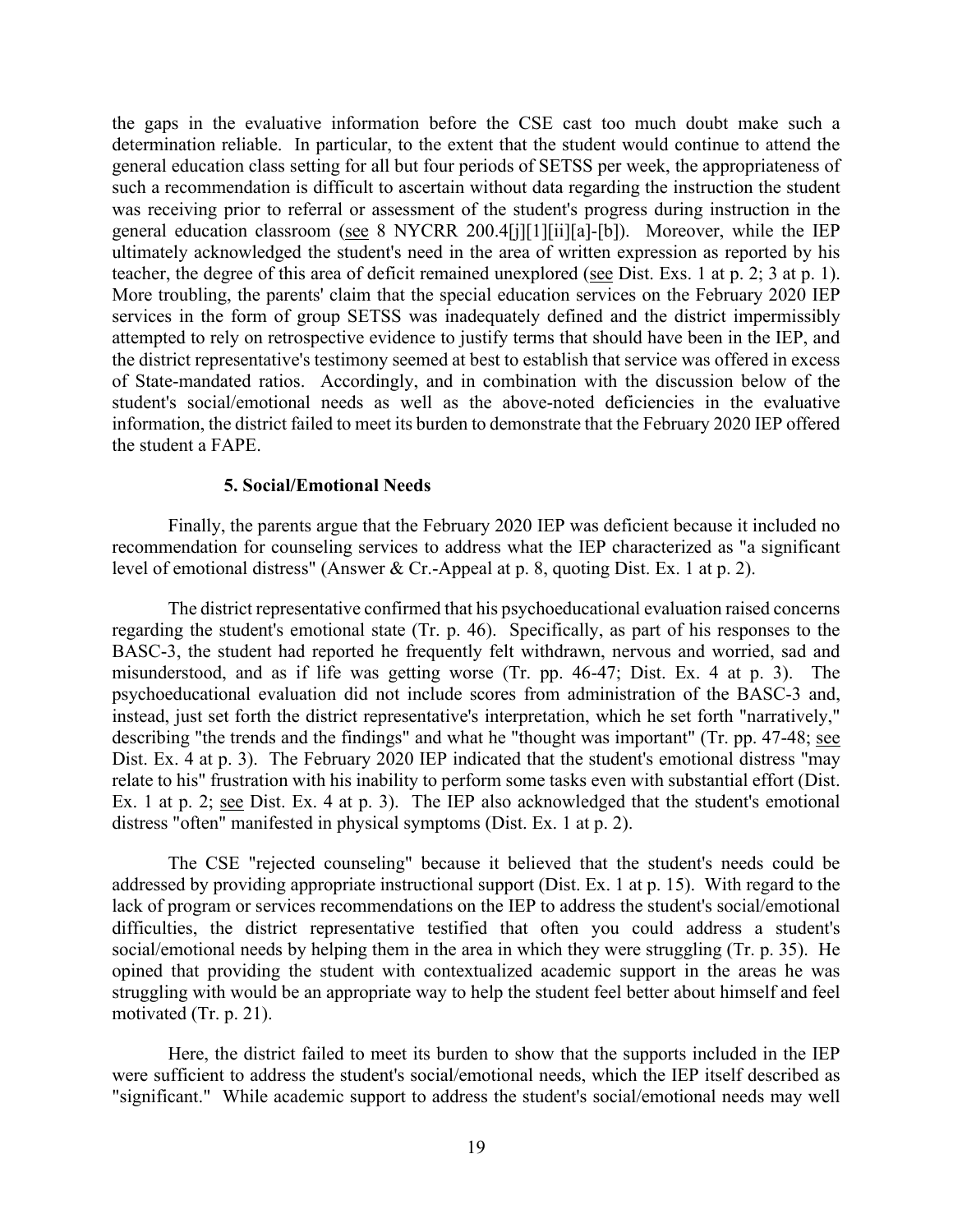the gaps in the evaluative information before the CSE cast too much doubt make such a determination reliable. In particular, to the extent that the student would continue to attend the general education class setting for all but four periods of SETSS per week, the appropriateness of such a recommendation is difficult to ascertain without data regarding the instruction the student was receiving prior to referral or assessment of the student's progress during instruction in the general education classroom (see 8 NYCRR 200.4[j][1][ii][a]-[b]). Moreover, while the IEP ultimately acknowledged the student's need in the area of written expression as reported by his teacher, the degree of this area of deficit remained unexplored (see Dist. Exs. 1 at p. 2; 3 at p. 1). More troubling, the parents' claim that the special education services on the February 2020 IEP services in the form of group SETSS was inadequately defined and the district impermissibly attempted to rely on retrospective evidence to justify terms that should have been in the IEP, and the district representative's testimony seemed at best to establish that service was offered in excess of State-mandated ratios. Accordingly, and in combination with the discussion below of the student's social/emotional needs as well as the above-noted deficiencies in the evaluative information, the district failed to meet its burden to demonstrate that the February 2020 IEP offered the student a FAPE.

**5. Social/Emotional Needs**

Finally, the parents argue that the February 2020 IEP was deficient because it included no recommendation for counseling services to address what the IEP characterized as "a significant level of emotional distress" (Answer & Cr.-Appeal at p. 8, quoting Dist. Ex. 1 at p. 2).

The district representative confirmed that his psychoeducational evaluation raised concerns regarding the student's emotional state (Tr. p. 46). Specifically, as part of his responses to the BASC-3, the student had reported he frequently felt withdrawn, nervous and worried, sad and misunderstood, and as if life was getting worse (Tr. pp. 46-47; Dist. Ex. 4 at p. 3). The psychoeducational evaluation did not include scores from administration of the BASC-3 and, instead, just set forth the district representative's interpretation, which he set forth "narratively," describing "the trends and the findings" and what he "thought was important" (Tr. pp. 47-48; see Dist. Ex. 4 at p. 3). The February 2020 IEP indicated that the student's emotional distress "may relate to his" frustration with his inability to perform some tasks even with substantial effort (Dist. Ex. 1 at p. 2; see Dist. Ex. 4 at p. 3). The IEP also acknowledged that the student's emotional distress "often" manifested in physical symptoms (Dist. Ex. 1 at p. 2).

The CSE "rejected counseling" because it believed that the student's needs could be addressed by providing appropriate instructional support (Dist. Ex. 1 at p. 15). With regard to the lack of program or services recommendations on the IEP to address the student's social/emotional difficulties, the district representative testified that often you could address a student's social/emotional needs by helping them in the area in which they were struggling (Tr. p. 35). He opined that providing the student with contextualized academic support in the areas he was struggling with would be an appropriate way to help the student feel better about himself and feel motivated (Tr. p. 21).

Here, the district failed to meet its burden to show that the supports included in the IEP were sufficient to address the student's social/emotional needs, which the IEP itself described as "significant." While academic support to address the student's social/emotional needs may well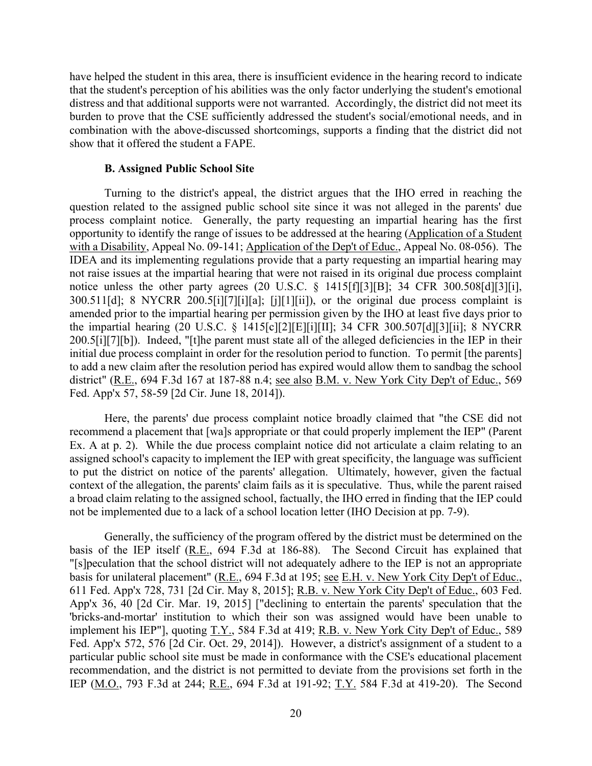have helped the student in this area, there is insufficient evidence in the hearing record to indicate that the student's perception of his abilities was the only factor underlying the student's emotional distress and that additional supports were not warranted. Accordingly, the district did not meet its burden to prove that the CSE sufficiently addressed the student's social/emotional needs, and in combination with the above-discussed shortcomings, supports a finding that the district did not show that it offered the student a FAPE.

### B. Assigned Public School Site

Turning to the district's appeal, the district argues that the IHO erred in reaching the question related to the assigned public school site since it was not alleged in the parents' due process complaint notice. Generally, the party requesting an impartial hearing has the first opportunity to identify the range of issues to be addressed at the hearing (Application of a Student with a Disability, Appeal No. 09-141; Application of the Dep't of Educ., Appeal No. 08-056). The IDEA and its implementing regulations provide that a party requesting an impartial hearing may not raise issues at the impartial hearing that were not raised in its original due process complaint notice unless the other party agrees (20 U.S.C. § 1415[f][3][B]; 34 CFR 300.508[d][3][i], 300.511[d]; 8 NYCRR 200.5[i][7][i][a]; [j][1][ii]), or the original due process complaint is amended prior to the impartial hearing per permission given by the IHO at least five days prior to the impartial hearing (20 U.S.C. § 1415[c][2][E][i][II]; 34 CFR 300.507[d][3][ii]; 8 NYCRR 200.5[i][7][b]). Indeed, "[t]he parent must state all of the alleged deficiencies in the IEP in their initial due process complaint in order for the resolution period to function. To permit [the parents] to add a new claim after the resolution period has expired would allow them to sandbag the school district" (R.E., 694 F.3d 167 at 187-88 n.4; see also B.M. v. New York City Dep't of Educ., 569 Fed. App'x 57, 58-59 [2d Cir. June 18, 2014]).

Here, the parents' due process complaint notice broadly claimed that "the CSE did not recommend a placement that [wa]s appropriate or that could properly implement the IEP" (Parent Ex. A at p. 2). While the due process complaint notice did not articulate a claim relating to an assigned school's capacity to implement the IEP with great specificity, the language was sufficient to put the district on notice of the parents' allegation. Ultimately, however, given the factual context of the allegation, the parents' claim fails as it is speculative. Thus, while the parent raised a broad claim relating to the assigned school, factually, the IHO erred in finding that the IEP could not be implemented due to a lack of a school location letter (IHO Decision at pp. 7-9).

Generally, the sufficiency of the program offered by the district must be determined on the basis of the IEP itself (R.E., 694 F.3d at 186-88). The Second Circuit has explained that "[s]peculation that the school district will not adequately adhere to the IEP is not an appropriate basis for unilateral placement" (R.E., 694 F.3d at 195; see E.H. v. New York City Dep't of Educ., 611 Fed. App'x 728, 731 [2d Cir. May 8, 2015]; R.B. v. New York City Dep't of Educ., 603 Fed. App'x 36, 40 [2d Cir. Mar. 19, 2015] ["declining to entertain the parents' speculation that the 'bricks-and-mortar' institution to which their son was assigned would have been unable to implement his IEP"], quoting T.Y., 584 F.3d at 419; R.B. v. New York City Dep't of Educ., 589 Fed. App'x 572, 576 [2d Cir. Oct. 29, 2014]). However, a district's assignment of a student to a particular public school site must be made in conformance with the CSE's educational placement recommendation, and the district is not permitted to deviate from the provisions set forth in the IEP (M.O., 793 F.3d at 244; R.E., 694 F.3d at 191-92; T.Y. 584 F.3d at 419-20). The Second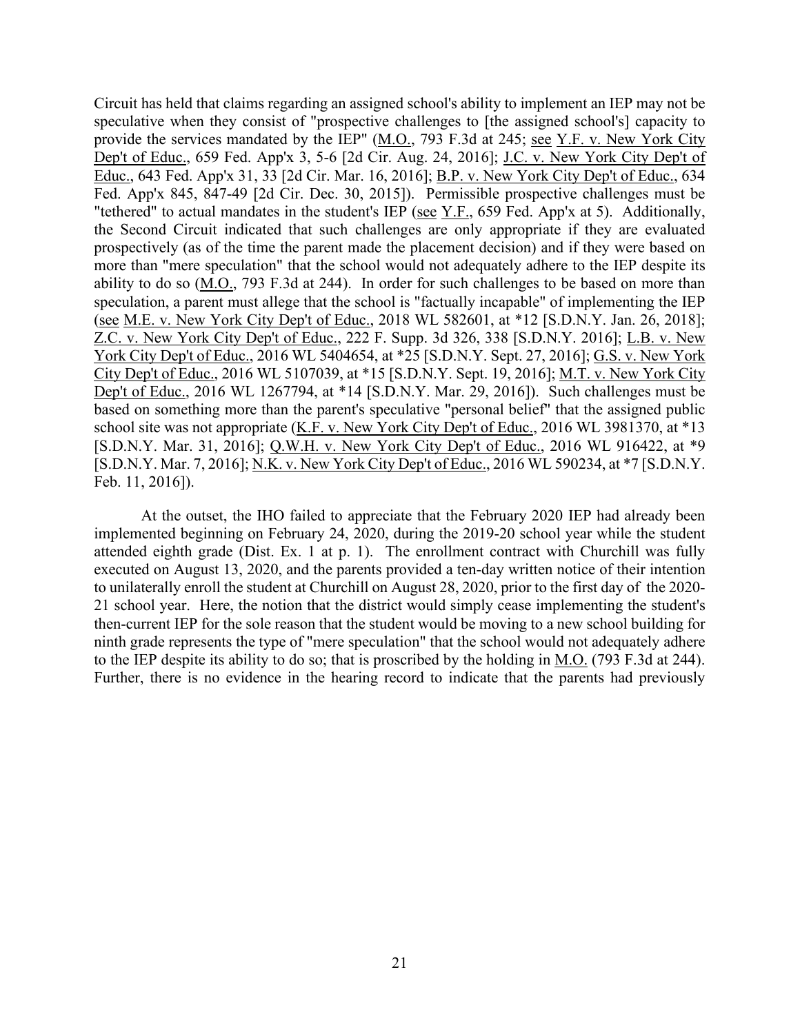Circuit has held that claims regarding an assigned school's ability to implement an IEP may not be speculative when they consist of "prospective challenges to [the assigned school's] capacity to provide the services mandated by the IEP" (M.O., 793 F.3d at 245; see Y.F. v. New York City Dep't of Educ., 659 Fed. App'x 3, 5-6 [2d Cir. Aug. 24, 2016]; J.C. v. New York City Dep't of Educ., 643 Fed. App'x 31, 33 [2d Cir. Mar. 16, 2016]; B.P. v. New York City Dep't of Educ., 634 Fed. App'x 845, 847-49 [2d Cir. Dec. 30, 2015]). Permissible prospective challenges must be "tethered" to actual mandates in the student's IEP (see Y.F., 659 Fed. App'x at 5). Additionally, the Second Circuit indicated that such challenges are only appropriate if they are evaluated prospectively (as of the time the parent made the placement decision) and if they were based on more than "mere speculation" that the school would not adequately adhere to the IEP despite its ability to do so (M.O., 793 F.3d at 244). In order for such challenges to be based on more than speculation, a parent must allege that the school is "factually incapable" of implementing the IEP (see M.E. v. New York City Dep't of Educ., 2018 WL 582601, at *12 [S.D.N.Y. Jan. 26, 2018]; Z.C. v. New York City Dep't of Educ., 222 F. Supp. 3d 326, 338 [S.D.N.Y. 2016]; L.B. v. New York City Dep't of Educ., 2016 WL 5404654, at *25 [S.D.N.Y. Sept. 27, 2016]; G.S. v. New York City Dep't of Educ., 2016 WL 5107039, at *15 [S.D.N.Y. Sept. 19, 2016]; M.T. v. New York City Dep't of Educ., 2016 WL 1267794, at *14 [S.D.N.Y. Mar. 29, 2016]). Such challenges must be based on something more than the parent's speculative "personal belief" that the assigned public school site was not appropriate (K.F. v. New York City Dep't of Educ., 2016 WL 3981370, at *13 [S.D.N.Y. Mar. 31, 2016]; Q.W.H. v. New York City Dep't of Educ., 2016 WL 916422, at *9 [S.D.N.Y. Mar. 7, 2016]; N.K. v. New York City Dep't of Educ., 2016 WL 590234, at *7 [S.D.N.Y. Feb. 11, 2016]).

At the outset, the IHO failed to appreciate that the February 2020 IEP had already been implemented beginning on February 24, 2020, during the 2019-20 school year while the student attended eighth grade (Dist. Ex. 1 at p. 1). The enrollment contract with Churchill was fully executed on August 13, 2020, and the parents provided a ten-day written notice of their intention to unilaterally enroll the student at Churchill on August 28, 2020, prior to the first day of the 2020-21 school year. Here, the notion that the district would simply cease implementing the student's then-current IEP for the sole reason that the student would be moving to a new school building for ninth grade represents the type of "mere speculation" that the school would not adequately adhere to the IEP despite its ability to do so; that is proscribed by the holding in M.O. (793 F.3d at 244). Further, there is no evidence in the hearing record to indicate that the parents had previously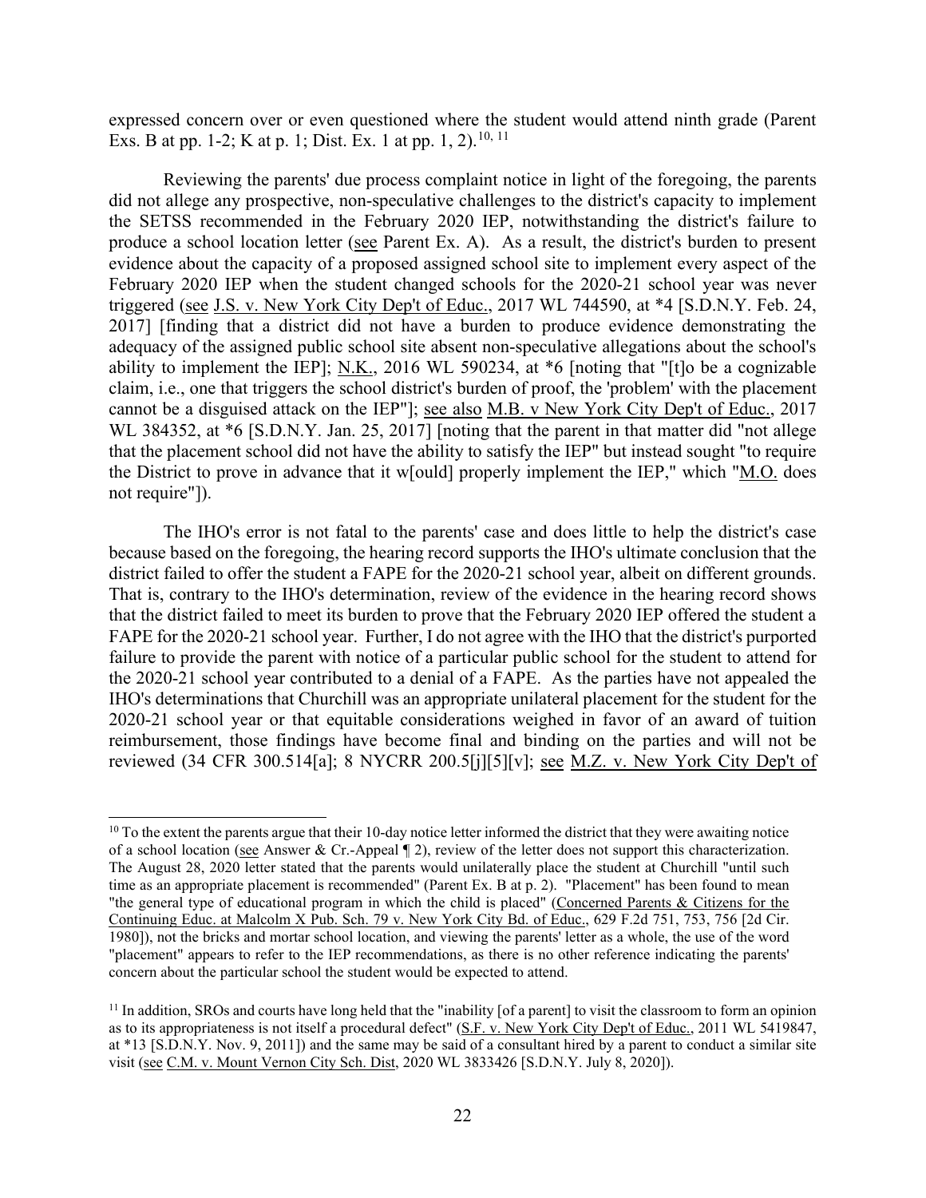expressed concern over or even questioned where the student would attend ninth grade (Parent Exs. B at pp. 1-2; K at p. 1; Dist. Ex. 1 at pp. 1, 2).[10, 11]

Reviewing the parents' due process complaint notice in light of the foregoing, the parents did not allege any prospective, non-speculative challenges to the district's capacity to implement the SETSS recommended in the February 2020 IEP, notwithstanding the district's failure to produce a school location letter (see Parent Ex. A). As a result, the district's burden to present evidence about the capacity of a proposed assigned school site to implement every aspect of the February 2020 IEP when the student changed schools for the 2020-21 school year was never triggered (see J.S. v. New York City Dep't of Educ., 2017 WL 744590, at *4 [S.D.N.Y. Feb. 24, 2017] [finding that a district did not have a burden to produce evidence demonstrating the adequacy of the assigned public school site absent non-speculative allegations about the school's ability to implement the IEP]; N.K., 2016 WL 590234, at *6 [noting that "[t]o be a cognizable claim, i.e., one that triggers the school district's burden of proof, the 'problem' with the placement cannot be a disguised attack on the IEP"]; see also M.B. v New York City Dep't of Educ., 2017 WL 384352, at *6 [S.D.N.Y. Jan. 25, 2017] [noting that the parent in that matter did "not allege that the placement school did not have the ability to satisfy the IEP" but instead sought "to require the District to prove in advance that it w[ould] properly implement the IEP," which "M.O. does not require"]).

The IHO's error is not fatal to the parents' case and does little to help the district's case because based on the foregoing, the hearing record supports the IHO's ultimate conclusion that the district failed to offer the student a FAPE for the 2020-21 school year, albeit on different grounds. That is, contrary to the IHO's determination, review of the evidence in the hearing record shows that the district failed to meet its burden to prove that the February 2020 IEP offered the student a FAPE for the 2020-21 school year. Further, I do not agree with the IHO that the district's purported failure to provide the parent with notice of a particular public school for the student to attend for the 2020-21 school year contributed to a denial of a FAPE. As the parties have not appealed the IHO's determinations that Churchill was an appropriate unilateral placement for the student for the 2020-21 school year or that equitable considerations weighed in favor of an award of tuition reimbursement, those findings have become final and binding on the parties and will not be reviewed (34 CFR 300.514[a]; 8 NYCRR 200.5[j][5][v]; see M.Z. v. New York City Dep't of

---

[10] To the extent the parents argue that their 10-day notice letter informed the district that they were awaiting notice of a school location (see Answer & Cr.-Appeal ¶ 2), review of the letter does not support this characterization. The August 28, 2020 letter stated that the parents would unilaterally place the student at Churchill "until such time as an appropriate placement is recommended" (Parent Ex. B at p. 2). "Placement" has been found to mean "the general type of educational program in which the child is placed" (Concerned Parents & Citizens for the Continuing Educ. at Malcolm X Pub. Sch. 79 v. New York City Bd. of Educ., 629 F.2d 751, 753, 756 [2d Cir. 1980]), not the bricks and mortar school location, and viewing the parents' letter as a whole, the use of the word "placement" appears to refer to the IEP recommendations, as there is no other reference indicating the parents' concern about the particular school the student would be expected to attend.

[11] In addition, SROs and courts have long held that the "inability [of a parent] to visit the classroom to form an opinion as to its appropriateness is not itself a procedural defect" (S.F. v. New York City Dep't of Educ., 2011 WL 5419847, at *13 [S.D.N.Y. Nov. 9, 2011]) and the same may be said of a consultant hired by a parent to conduct a similar site visit (see C.M. v. Mount Vernon City Sch. Dist, 2020 WL 3833426 [S.D.N.Y. July 8, 2020]).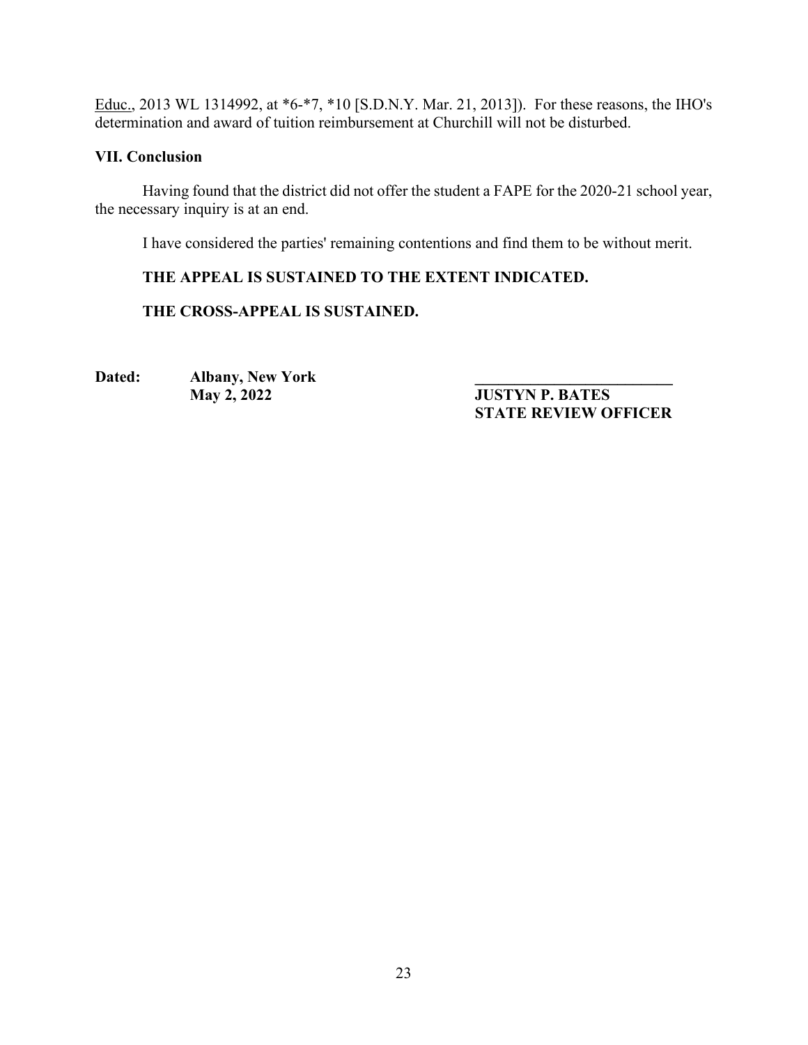Educ., 2013 WL 1314992, at *6-*7, *10 [S.D.N.Y. Mar. 21, 2013]). For these reasons, the IHO's determination and award of tuition reimbursement at Churchill will not be disturbed.

## VII. Conclusion

Having found that the district did not offer the student a FAPE for the 2020-21 school year, the necessary inquiry is at an end.

I have considered the parties' remaining contentions and find them to be without merit.

**THE APPEAL IS SUSTAINED TO THE EXTENT INDICATED.**

**THE CROSS-APPEAL IS SUSTAINED.**

**Dated:** **Albany, New York**
**May 2, 2022**

**JUSTYN P. BATES**
**STATE REVIEW OFFICER**